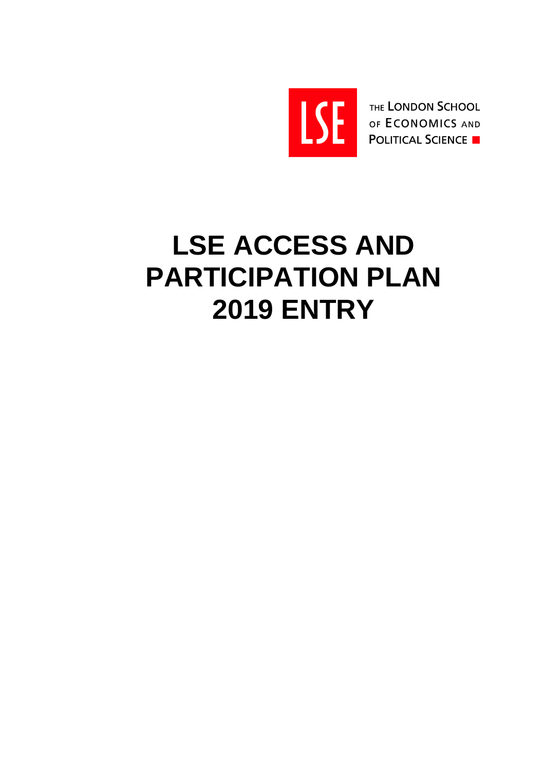THE LONDON SCHOOL OF ECONOMICS AND POLITICAL SCIENCE

# LSE ACCESS AND PARTICIPATION PLAN 2019 ENTRY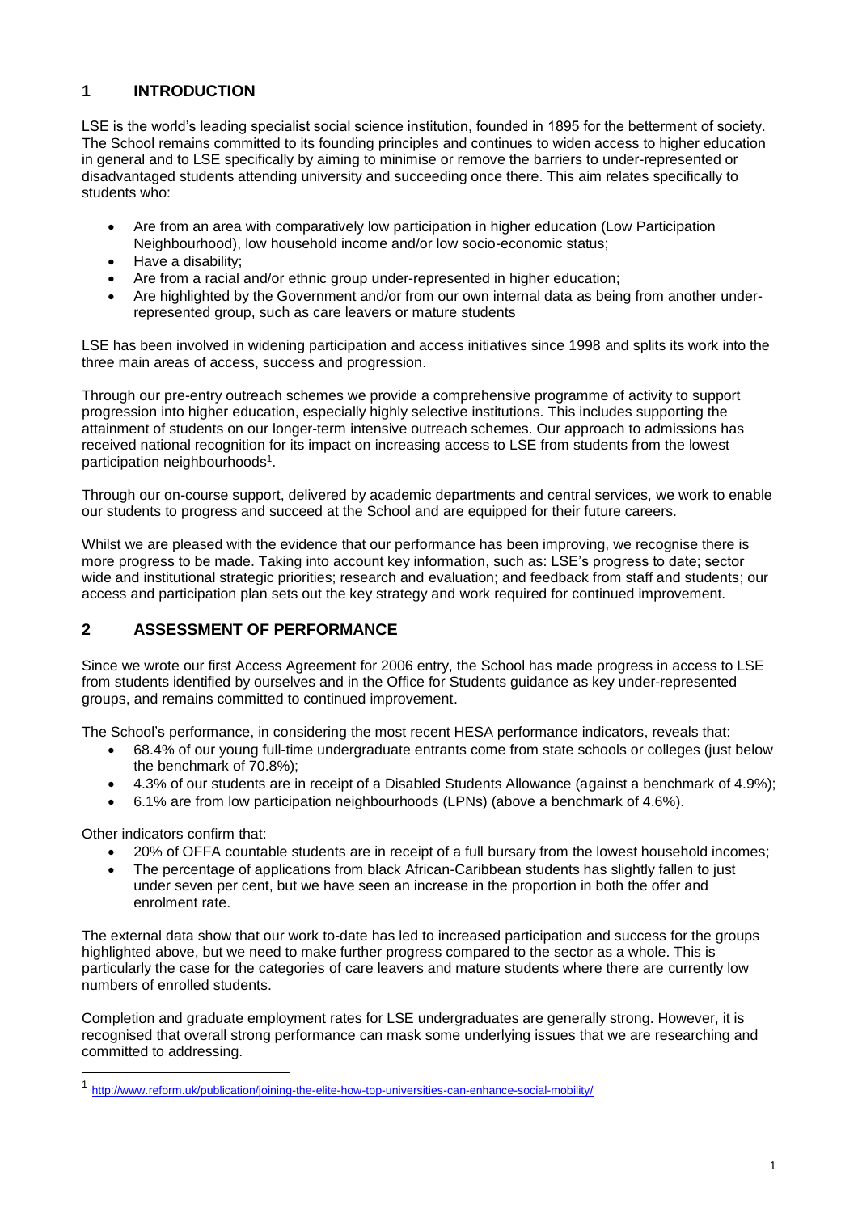## 1 INTRODUCTION

LSE is the world's leading specialist social science institution, founded in 1895 for the betterment of society. The School remains committed to its founding principles and continues to widen access to higher education in general and to LSE specifically by aiming to minimise or remove the barriers to under-represented or disadvantaged students attending university and succeeding once there. This aim relates specifically to students who:

- Are from an area with comparatively low participation in higher education (Low Participation Neighbourhood), low household income and/or low socio-economic status;
- Have a disability;
- Are from a racial and/or ethnic group under-represented in higher education;
- Are highlighted by the Government and/or from our own internal data as being from another under-represented group, such as care leavers or mature students

LSE has been involved in widening participation and access initiatives since 1998 and splits its work into the three main areas of access, success and progression.

Through our pre-entry outreach schemes we provide a comprehensive programme of activity to support progression into higher education, especially highly selective institutions. This includes supporting the attainment of students on our longer-term intensive outreach schemes. Our approach to admissions has received national recognition for its impact on increasing access to LSE from students from the lowest participation neighbourhoods[1].

Through our on-course support, delivered by academic departments and central services, we work to enable our students to progress and succeed at the School and are equipped for their future careers.

Whilst we are pleased with the evidence that our performance has been improving, we recognise there is more progress to be made. Taking into account key information, such as: LSE's progress to date; sector wide and institutional strategic priorities; research and evaluation; and feedback from staff and students; our access and participation plan sets out the key strategy and work required for continued improvement.

## 2 ASSESSMENT OF PERFORMANCE

Since we wrote our first Access Agreement for 2006 entry, the School has made progress in access to LSE from students identified by ourselves and in the Office for Students guidance as key under-represented groups, and remains committed to continued improvement.

The School's performance, in considering the most recent HESA performance indicators, reveals that:

- 68.4% of our young full-time undergraduate entrants come from state schools or colleges (just below the benchmark of 70.8%);
- 4.3% of our students are in receipt of a Disabled Students Allowance (against a benchmark of 4.9%);
- 6.1% are from low participation neighbourhoods (LPNs) (above a benchmark of 4.6%).

Other indicators confirm that:

- 20% of OFFA countable students are in receipt of a full bursary from the lowest household incomes;
- The percentage of applications from black African-Caribbean students has slightly fallen to just under seven per cent, but we have seen an increase in the proportion in both the offer and enrolment rate.

The external data show that our work to-date has led to increased participation and success for the groups highlighted above, but we need to make further progress compared to the sector as a whole. This is particularly the case for the categories of care leavers and mature students where there are currently low numbers of enrolled students.

Completion and graduate employment rates for LSE undergraduates are generally strong. However, it is recognised that overall strong performance can mask some underlying issues that we are researching and committed to addressing.

[1] http://www.reform.uk/publication/joining-the-elite-how-top-universities-can-enhance-social-mobility/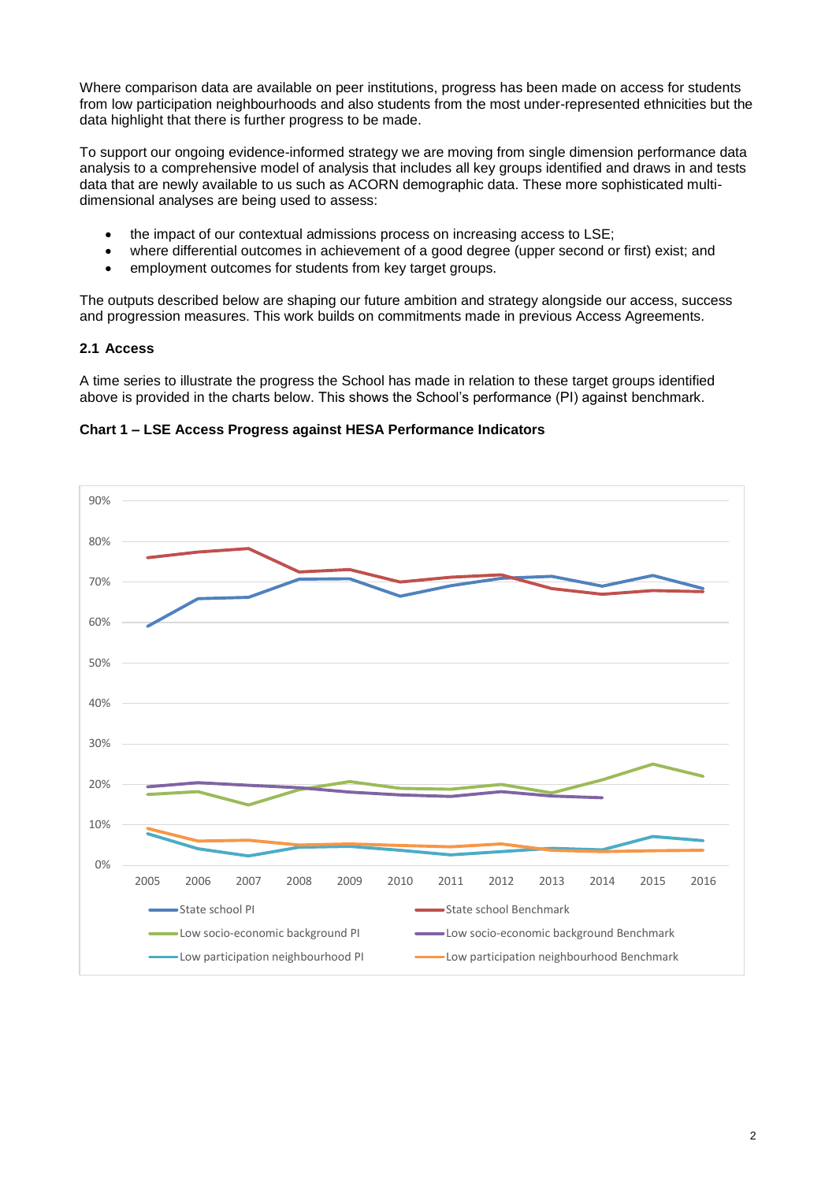Where comparison data are available on peer institutions, progress has been made on access for students from low participation neighbourhoods and also students from the most under-represented ethnicities but the data highlight that there is further progress to be made.

To support our ongoing evidence-informed strategy we are moving from single dimension performance data analysis to a comprehensive model of analysis that includes all key groups identified and draws in and tests data that are newly available to us such as ACORN demographic data. These more sophisticated multi-dimensional analyses are being used to assess:

- the impact of our contextual admissions process on increasing access to LSE;
- where differential outcomes in achievement of a good degree (upper second or first) exist; and
- employment outcomes for students from key target groups.

The outputs described below are shaping our future ambition and strategy alongside our access, success and progression measures. This work builds on commitments made in previous Access Agreements.

### 2.1 Access

A time series to illustrate the progress the School has made in relation to these target groups identified above is provided in the charts below. This shows the School's performance (PI) against benchmark.

**Chart 1 – LSE Access Progress against HESA Performance Indicators**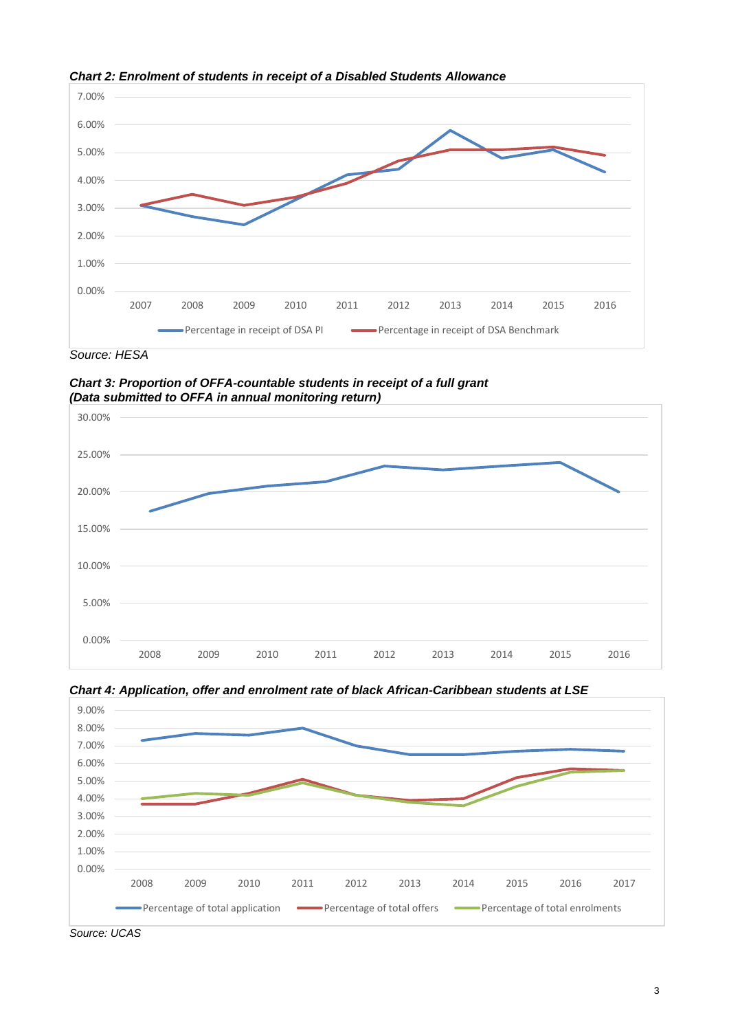*Chart 2: Enrolment of students in receipt of a Disabled Students Allowance*

*Source: HESA*

*Chart 3: Proportion of OFFA-countable students in receipt of a full grant (Data submitted to OFFA in annual monitoring return)*

*Chart 4: Application, offer and enrolment rate of black African-Caribbean students at LSE*

*Source: UCAS*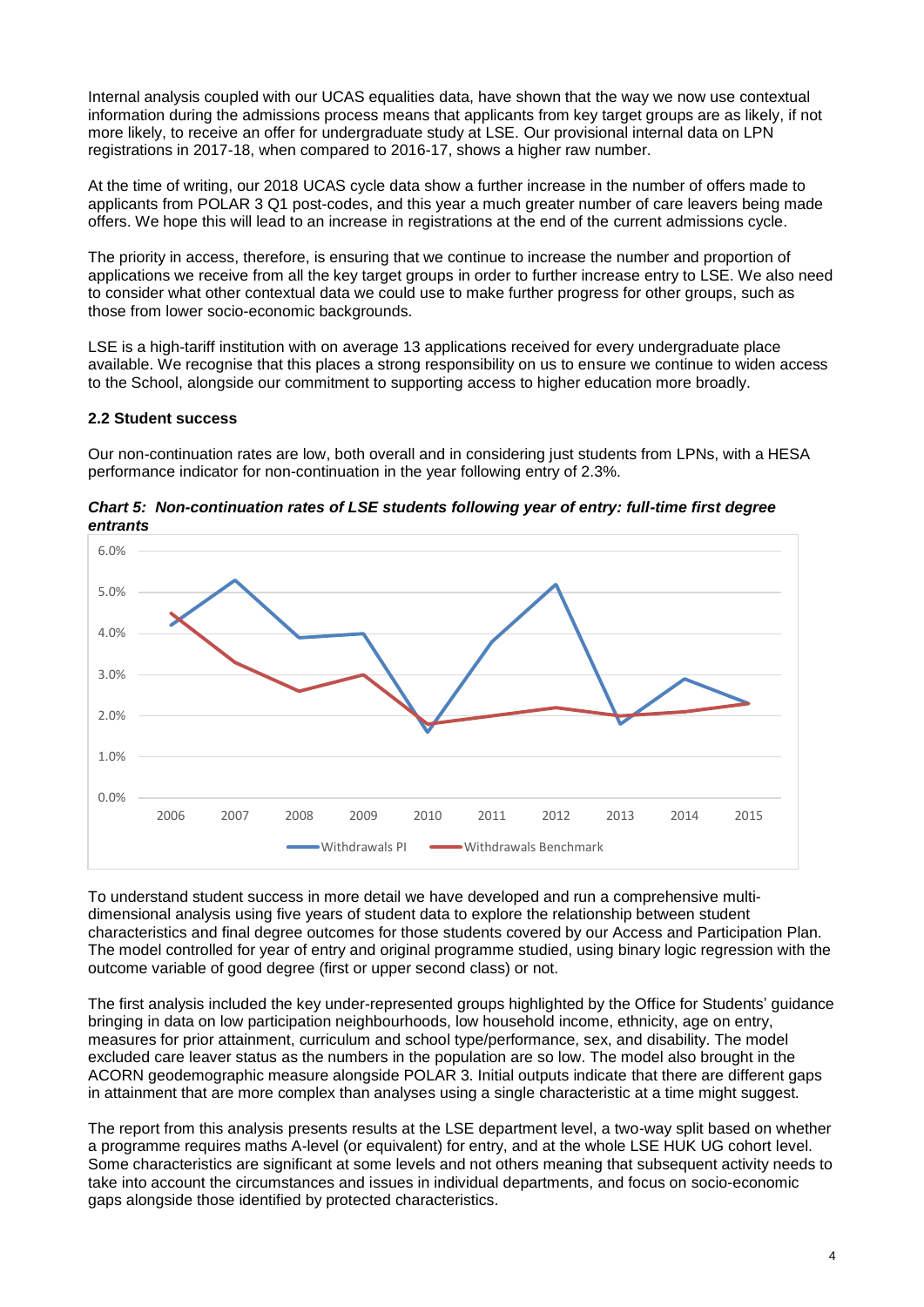Internal analysis coupled with our UCAS equalities data, have shown that the way we now use contextual information during the admissions process means that applicants from key target groups are as likely, if not more likely, to receive an offer for undergraduate study at LSE. Our provisional internal data on LPN registrations in 2017-18, when compared to 2016-17, shows a higher raw number.

At the time of writing, our 2018 UCAS cycle data show a further increase in the number of offers made to applicants from POLAR 3 Q1 post-codes, and this year a much greater number of care leavers being made offers. We hope this will lead to an increase in registrations at the end of the current admissions cycle.

The priority in access, therefore, is ensuring that we continue to increase the number and proportion of applications we receive from all the key target groups in order to further increase entry to LSE. We also need to consider what other contextual data we could use to make further progress for other groups, such as those from lower socio-economic backgrounds.

LSE is a high-tariff institution with on average 13 applications received for every undergraduate place available. We recognise that this places a strong responsibility on us to ensure we continue to widen access to the School, alongside our commitment to supporting access to higher education more broadly.

### 2.2 Student success

Our non-continuation rates are low, both overall and in considering just students from LPNs, with a HESA performance indicator for non-continuation in the year following entry of 2.3%.

***Chart 5: Non-continuation rates of LSE students following year of entry: full-time first degree entrants***

| Year | Withdrawals PI | Withdrawals Benchmark |
|---|---|---|
| 2006 | 4.2% | 4.5% |
| 2007 | 5.3% | 3.3% |
| 2008 | 3.9% | 2.6% |
| 2009 | 4.0% | 3.0% |
| 2010 | 1.6% | 1.8% |
| 2011 | 3.8% | 2.0% |
| 2012 | 5.2% | 2.2% |
| 2013 | 1.8% | 2.0% |
| 2014 | 2.9% | 2.1% |
| 2015 | 2.3% | 2.3% |

To understand student success in more detail we have developed and run a comprehensive multi-dimensional analysis using five years of student data to explore the relationship between student characteristics and final degree outcomes for those students covered by our Access and Participation Plan. The model controlled for year of entry and original programme studied, using binary logic regression with the outcome variable of good degree (first or upper second class) or not.

The first analysis included the key under-represented groups highlighted by the Office for Students' guidance bringing in data on low participation neighbourhoods, low household income, ethnicity, age on entry, measures for prior attainment, curriculum and school type/performance, sex, and disability. The model excluded care leaver status as the numbers in the population are so low. The model also brought in the ACORN geodemographic measure alongside POLAR 3. Initial outputs indicate that there are different gaps in attainment that are more complex than analyses using a single characteristic at a time might suggest.

The report from this analysis presents results at the LSE department level, a two-way split based on whether a programme requires maths A-level (or equivalent) for entry, and at the whole LSE HUK UG cohort level. Some characteristics are significant at some levels and not others meaning that subsequent activity needs to take into account the circumstances and issues in individual departments, and focus on socio-economic gaps alongside those identified by protected characteristics.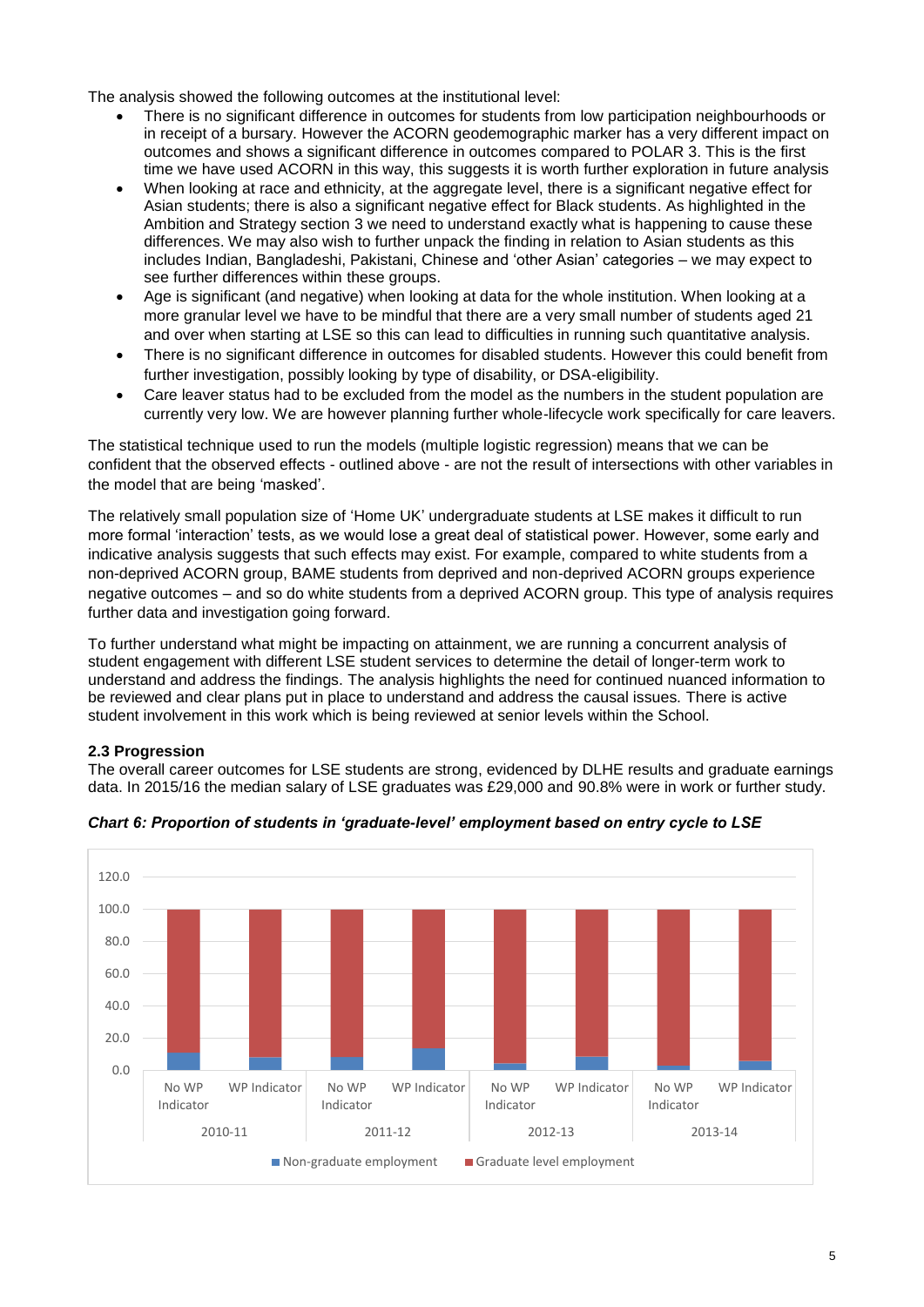The analysis showed the following outcomes at the institutional level:

- There is no significant difference in outcomes for students from low participation neighbourhoods or in receipt of a bursary. However the ACORN geodemographic marker has a very different impact on outcomes and shows a significant difference in outcomes compared to POLAR 3. This is the first time we have used ACORN in this way, this suggests it is worth further exploration in future analysis
- When looking at race and ethnicity, at the aggregate level, there is a significant negative effect for Asian students; there is also a significant negative effect for Black students. As highlighted in the Ambition and Strategy section 3 we need to understand exactly what is happening to cause these differences. We may also wish to further unpack the finding in relation to Asian students as this includes Indian, Bangladeshi, Pakistani, Chinese and 'other Asian' categories – we may expect to see further differences within these groups.
- Age is significant (and negative) when looking at data for the whole institution. When looking at a more granular level we have to be mindful that there are a very small number of students aged 21 and over when starting at LSE so this can lead to difficulties in running such quantitative analysis.
- There is no significant difference in outcomes for disabled students. However this could benefit from further investigation, possibly looking by type of disability, or DSA-eligibility.
- Care leaver status had to be excluded from the model as the numbers in the student population are currently very low. We are however planning further whole-lifecycle work specifically for care leavers.

The statistical technique used to run the models (multiple logistic regression) means that we can be confident that the observed effects - outlined above - are not the result of intersections with other variables in the model that are being 'masked'.

The relatively small population size of 'Home UK' undergraduate students at LSE makes it difficult to run more formal 'interaction' tests, as we would lose a great deal of statistical power. However, some early and indicative analysis suggests that such effects may exist. For example, compared to white students from a non-deprived ACORN group, BAME students from deprived and non-deprived ACORN groups experience negative outcomes – and so do white students from a deprived ACORN group. This type of analysis requires further data and investigation going forward.

To further understand what might be impacting on attainment, we are running a concurrent analysis of student engagement with different LSE student services to determine the detail of longer-term work to understand and address the findings. The analysis highlights the need for continued nuanced information to be reviewed and clear plans put in place to understand and address the causal issues. There is active student involvement in this work which is being reviewed at senior levels within the School.

### 2.3 Progression

The overall career outcomes for LSE students are strong, evidenced by DLHE results and graduate earnings data. In 2015/16 the median salary of LSE graduates was £29,000 and 90.8% were in work or further study.

***Chart 6: Proportion of students in 'graduate-level' employment based on entry cycle to LSE***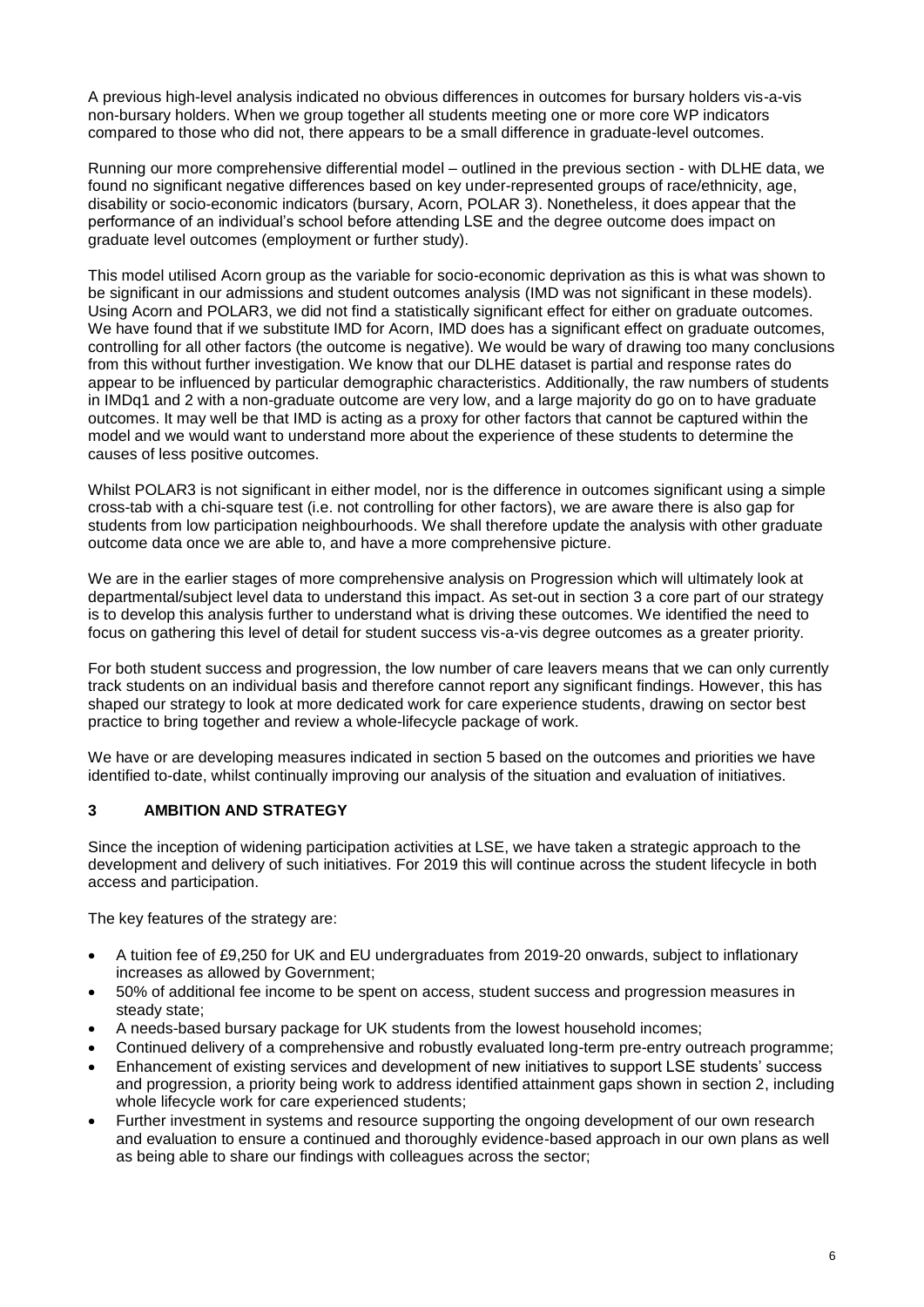A previous high-level analysis indicated no obvious differences in outcomes for bursary holders vis-a-vis non-bursary holders. When we group together all students meeting one or more core WP indicators compared to those who did not, there appears to be a small difference in graduate-level outcomes.

Running our more comprehensive differential model – outlined in the previous section - with DLHE data, we found no significant negative differences based on key under-represented groups of race/ethnicity, age, disability or socio-economic indicators (bursary, Acorn, POLAR 3). Nonetheless, it does appear that the performance of an individual's school before attending LSE and the degree outcome does impact on graduate level outcomes (employment or further study).

This model utilised Acorn group as the variable for socio-economic deprivation as this is what was shown to be significant in our admissions and student outcomes analysis (IMD was not significant in these models). Using Acorn and POLAR3, we did not find a statistically significant effect for either on graduate outcomes. We have found that if we substitute IMD for Acorn, IMD does has a significant effect on graduate outcomes, controlling for all other factors (the outcome is negative). We would be wary of drawing too many conclusions from this without further investigation. We know that our DLHE dataset is partial and response rates do appear to be influenced by particular demographic characteristics. Additionally, the raw numbers of students in IMDq1 and 2 with a non-graduate outcome are very low, and a large majority do go on to have graduate outcomes. It may well be that IMD is acting as a proxy for other factors that cannot be captured within the model and we would want to understand more about the experience of these students to determine the causes of less positive outcomes.

Whilst POLAR3 is not significant in either model, nor is the difference in outcomes significant using a simple cross-tab with a chi-square test (i.e. not controlling for other factors), we are aware there is also gap for students from low participation neighbourhoods. We shall therefore update the analysis with other graduate outcome data once we are able to, and have a more comprehensive picture.

We are in the earlier stages of more comprehensive analysis on Progression which will ultimately look at departmental/subject level data to understand this impact. As set-out in section 3 a core part of our strategy is to develop this analysis further to understand what is driving these outcomes. We identified the need to focus on gathering this level of detail for student success vis-a-vis degree outcomes as a greater priority.

For both student success and progression, the low number of care leavers means that we can only currently track students on an individual basis and therefore cannot report any significant findings. However, this has shaped our strategy to look at more dedicated work for care experience students, drawing on sector best practice to bring together and review a whole-lifecycle package of work.

We have or are developing measures indicated in section 5 based on the outcomes and priorities we have identified to-date, whilst continually improving our analysis of the situation and evaluation of initiatives.

## 3 AMBITION AND STRATEGY

Since the inception of widening participation activities at LSE, we have taken a strategic approach to the development and delivery of such initiatives. For 2019 this will continue across the student lifecycle in both access and participation.

The key features of the strategy are:

- A tuition fee of £9,250 for UK and EU undergraduates from 2019-20 onwards, subject to inflationary increases as allowed by Government;
- 50% of additional fee income to be spent on access, student success and progression measures in steady state;
- A needs-based bursary package for UK students from the lowest household incomes;
- Continued delivery of a comprehensive and robustly evaluated long-term pre-entry outreach programme;
- Enhancement of existing services and development of new initiatives to support LSE students' success and progression, a priority being work to address identified attainment gaps shown in section 2, including whole lifecycle work for care experienced students;
- Further investment in systems and resource supporting the ongoing development of our own research and evaluation to ensure a continued and thoroughly evidence-based approach in our own plans as well as being able to share our findings with colleagues across the sector;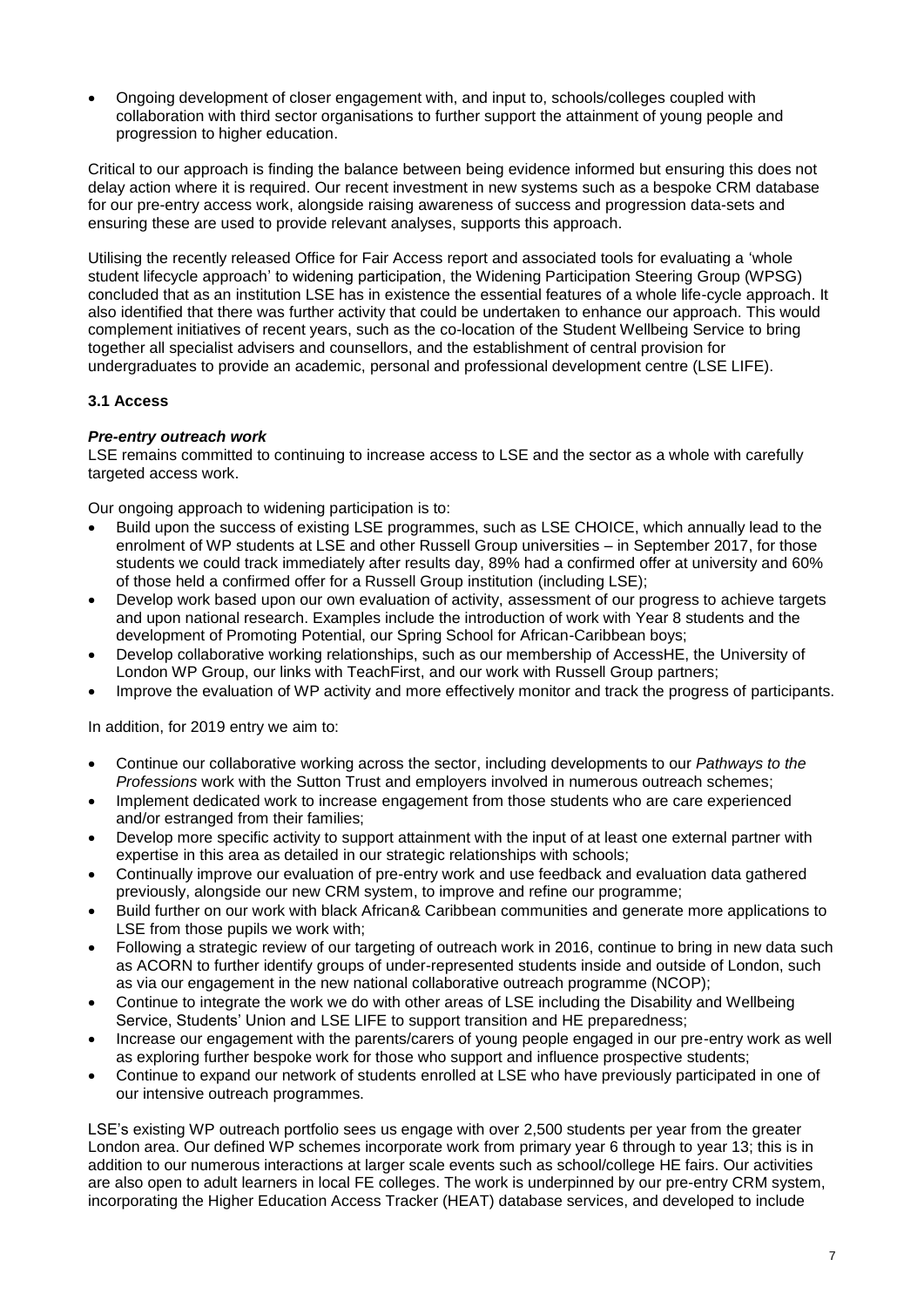- Ongoing development of closer engagement with, and input to, schools/colleges coupled with collaboration with third sector organisations to further support the attainment of young people and progression to higher education.

Critical to our approach is finding the balance between being evidence informed but ensuring this does not delay action where it is required. Our recent investment in new systems such as a bespoke CRM database for our pre-entry access work, alongside raising awareness of success and progression data-sets and ensuring these are used to provide relevant analyses, supports this approach.

Utilising the recently released Office for Fair Access report and associated tools for evaluating a 'whole student lifecycle approach' to widening participation, the Widening Participation Steering Group (WPSG) concluded that as an institution LSE has in existence the essential features of a whole life-cycle approach. It also identified that there was further activity that could be undertaken to enhance our approach. This would complement initiatives of recent years, such as the co-location of the Student Wellbeing Service to bring together all specialist advisers and counsellors, and the establishment of central provision for undergraduates to provide an academic, personal and professional development centre (LSE LIFE).

### 3.1 Access

#### *Pre-entry outreach work*

LSE remains committed to continuing to increase access to LSE and the sector as a whole with carefully targeted access work.

Our ongoing approach to widening participation is to:

- Build upon the success of existing LSE programmes, such as LSE CHOICE, which annually lead to the enrolment of WP students at LSE and other Russell Group universities – in September 2017, for those students we could track immediately after results day, 89% had a confirmed offer at university and 60% of those held a confirmed offer for a Russell Group institution (including LSE);
- Develop work based upon our own evaluation of activity, assessment of our progress to achieve targets and upon national research. Examples include the introduction of work with Year 8 students and the development of Promoting Potential, our Spring School for African-Caribbean boys;
- Develop collaborative working relationships, such as our membership of AccessHE, the University of London WP Group, our links with TeachFirst, and our work with Russell Group partners;
- Improve the evaluation of WP activity and more effectively monitor and track the progress of participants.

In addition, for 2019 entry we aim to:

- Continue our collaborative working across the sector, including developments to our *Pathways to the Professions* work with the Sutton Trust and employers involved in numerous outreach schemes;
- Implement dedicated work to increase engagement from those students who are care experienced and/or estranged from their families;
- Develop more specific activity to support attainment with the input of at least one external partner with expertise in this area as detailed in our strategic relationships with schools;
- Continually improve our evaluation of pre-entry work and use feedback and evaluation data gathered previously, alongside our new CRM system, to improve and refine our programme;
- Build further on our work with black African& Caribbean communities and generate more applications to LSE from those pupils we work with;
- Following a strategic review of our targeting of outreach work in 2016, continue to bring in new data such as ACORN to further identify groups of under-represented students inside and outside of London, such as via our engagement in the new national collaborative outreach programme (NCOP);
- Continue to integrate the work we do with other areas of LSE including the Disability and Wellbeing Service, Students' Union and LSE LIFE to support transition and HE preparedness;
- Increase our engagement with the parents/carers of young people engaged in our pre-entry work as well as exploring further bespoke work for those who support and influence prospective students;
- Continue to expand our network of students enrolled at LSE who have previously participated in one of our intensive outreach programmes.

LSE's existing WP outreach portfolio sees us engage with over 2,500 students per year from the greater London area. Our defined WP schemes incorporate work from primary year 6 through to year 13; this is in addition to our numerous interactions at larger scale events such as school/college HE fairs. Our activities are also open to adult learners in local FE colleges. The work is underpinned by our pre-entry CRM system, incorporating the Higher Education Access Tracker (HEAT) database services, and developed to include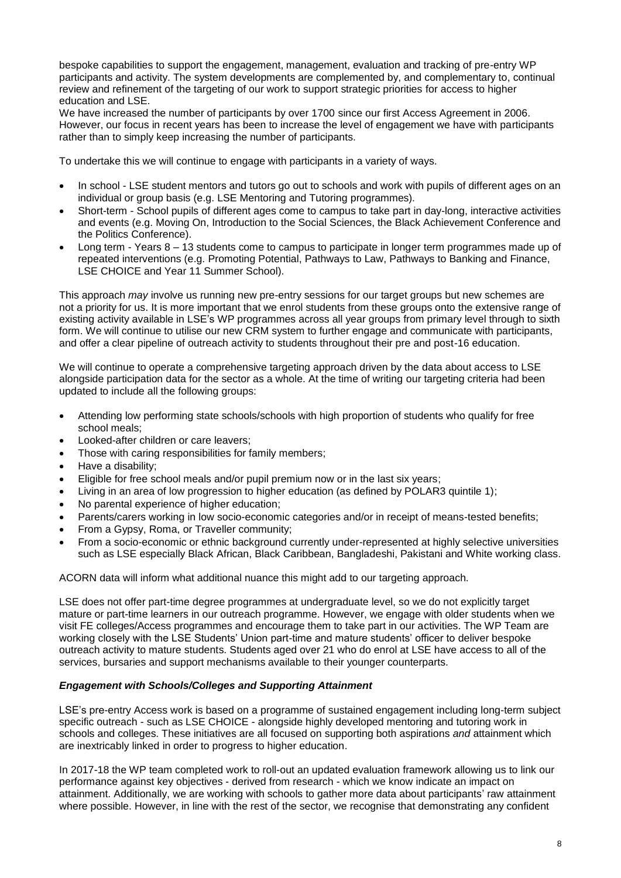bespoke capabilities to support the engagement, management, evaluation and tracking of pre-entry WP participants and activity. The system developments are complemented by, and complementary to, continual review and refinement of the targeting of our work to support strategic priorities for access to higher education and LSE.

We have increased the number of participants by over 1700 since our first Access Agreement in 2006. However, our focus in recent years has been to increase the level of engagement we have with participants rather than to simply keep increasing the number of participants.

To undertake this we will continue to engage with participants in a variety of ways.

- In school - LSE student mentors and tutors go out to schools and work with pupils of different ages on an individual or group basis (e.g. LSE Mentoring and Tutoring programmes).
- Short-term - School pupils of different ages come to campus to take part in day-long, interactive activities and events (e.g. Moving On, Introduction to the Social Sciences, the Black Achievement Conference and the Politics Conference).
- Long term - Years 8 – 13 students come to campus to participate in longer term programmes made up of repeated interventions (e.g. Promoting Potential, Pathways to Law, Pathways to Banking and Finance, LSE CHOICE and Year 11 Summer School).

This approach *may* involve us running new pre-entry sessions for our target groups but new schemes are not a priority for us. It is more important that we enrol students from these groups onto the extensive range of existing activity available in LSE's WP programmes across all year groups from primary level through to sixth form. We will continue to utilise our new CRM system to further engage and communicate with participants, and offer a clear pipeline of outreach activity to students throughout their pre and post-16 education.

We will continue to operate a comprehensive targeting approach driven by the data about access to LSE alongside participation data for the sector as a whole. At the time of writing our targeting criteria had been updated to include all the following groups:

- Attending low performing state schools/schools with high proportion of students who qualify for free school meals;
- Looked-after children or care leavers;
- Those with caring responsibilities for family members;
- Have a disability;
- Eligible for free school meals and/or pupil premium now or in the last six years;
- Living in an area of low progression to higher education (as defined by POLAR3 quintile 1);
- No parental experience of higher education;
- Parents/carers working in low socio-economic categories and/or in receipt of means-tested benefits;
- From a Gypsy, Roma, or Traveller community;
- From a socio-economic or ethnic background currently under-represented at highly selective universities such as LSE especially Black African, Black Caribbean, Bangladeshi, Pakistani and White working class.

ACORN data will inform what additional nuance this might add to our targeting approach.

LSE does not offer part-time degree programmes at undergraduate level, so we do not explicitly target mature or part-time learners in our outreach programme. However, we engage with older students when we visit FE colleges/Access programmes and encourage them to take part in our activities. The WP Team are working closely with the LSE Students' Union part-time and mature students' officer to deliver bespoke outreach activity to mature students. Students aged over 21 who do enrol at LSE have access to all of the services, bursaries and support mechanisms available to their younger counterparts.

### *Engagement with Schools/Colleges and Supporting Attainment*

LSE's pre-entry Access work is based on a programme of sustained engagement including long-term subject specific outreach - such as LSE CHOICE - alongside highly developed mentoring and tutoring work in schools and colleges. These initiatives are all focused on supporting both aspirations *and* attainment which are inextricably linked in order to progress to higher education.

In 2017-18 the WP team completed work to roll-out an updated evaluation framework allowing us to link our performance against key objectives - derived from research - which we know indicate an impact on attainment. Additionally, we are working with schools to gather more data about participants' raw attainment where possible. However, in line with the rest of the sector, we recognise that demonstrating any confident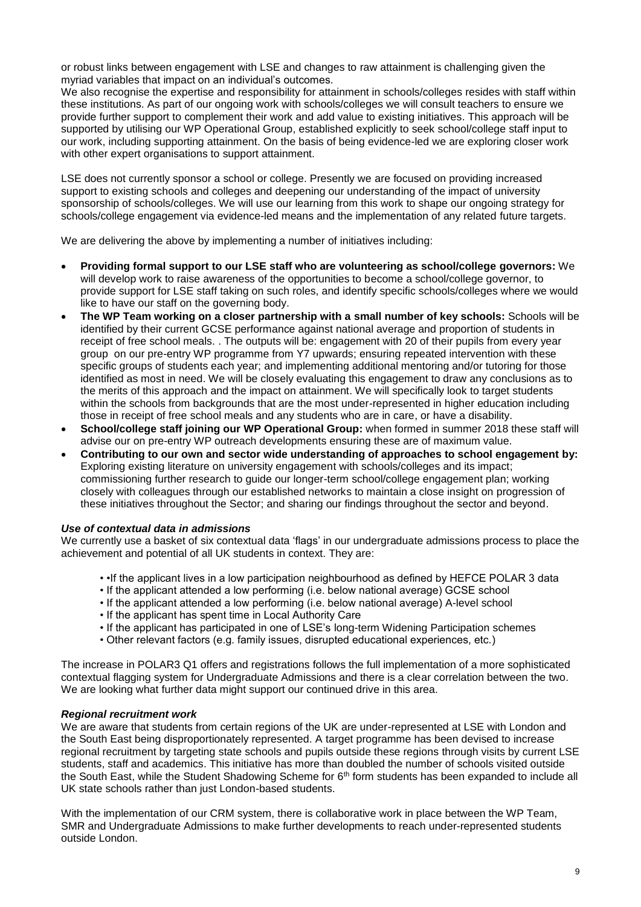or robust links between engagement with LSE and changes to raw attainment is challenging given the myriad variables that impact on an individual's outcomes.

We also recognise the expertise and responsibility for attainment in schools/colleges resides with staff within these institutions. As part of our ongoing work with schools/colleges we will consult teachers to ensure we provide further support to complement their work and add value to existing initiatives. This approach will be supported by utilising our WP Operational Group, established explicitly to seek school/college staff input to our work, including supporting attainment. On the basis of being evidence-led we are exploring closer work with other expert organisations to support attainment.

LSE does not currently sponsor a school or college. Presently we are focused on providing increased support to existing schools and colleges and deepening our understanding of the impact of university sponsorship of schools/colleges. We will use our learning from this work to shape our ongoing strategy for schools/college engagement via evidence-led means and the implementation of any related future targets.

We are delivering the above by implementing a number of initiatives including:

- **Providing formal support to our LSE staff who are volunteering as school/college governors:** We will develop work to raise awareness of the opportunities to become a school/college governor, to provide support for LSE staff taking on such roles, and identify specific schools/colleges where we would like to have our staff on the governing body.
- **The WP Team working on a closer partnership with a small number of key schools:** Schools will be identified by their current GCSE performance against national average and proportion of students in receipt of free school meals. . The outputs will be: engagement with 20 of their pupils from every year group on our pre-entry WP programme from Y7 upwards; ensuring repeated intervention with these specific groups of students each year; and implementing additional mentoring and/or tutoring for those identified as most in need. We will be closely evaluating this engagement to draw any conclusions as to the merits of this approach and the impact on attainment. We will specifically look to target students within the schools from backgrounds that are the most under-represented in higher education including those in receipt of free school meals and any students who are in care, or have a disability.
- **School/college staff joining our WP Operational Group:** when formed in summer 2018 these staff will advise our on pre-entry WP outreach developments ensuring these are of maximum value.
- **Contributing to our own and sector wide understanding of approaches to school engagement by:** Exploring existing literature on university engagement with schools/colleges and its impact; commissioning further research to guide our longer-term school/college engagement plan; working closely with colleagues through our established networks to maintain a close insight on progression of these initiatives throughout the Sector; and sharing our findings throughout the sector and beyond.

### *Use of contextual data in admissions*

We currently use a basket of six contextual data 'flags' in our undergraduate admissions process to place the achievement and potential of all UK students in context. They are:

- •If the applicant lives in a low participation neighbourhood as defined by HEFCE POLAR 3 data
- If the applicant attended a low performing (i.e. below national average) GCSE school
- If the applicant attended a low performing (i.e. below national average) A-level school
- If the applicant has spent time in Local Authority Care
- If the applicant has participated in one of LSE's long-term Widening Participation schemes
- Other relevant factors (e.g. family issues, disrupted educational experiences, etc.)

The increase in POLAR3 Q1 offers and registrations follows the full implementation of a more sophisticated contextual flagging system for Undergraduate Admissions and there is a clear correlation between the two. We are looking what further data might support our continued drive in this area.

### *Regional recruitment work*

We are aware that students from certain regions of the UK are under-represented at LSE with London and the South East being disproportionately represented. A target programme has been devised to increase regional recruitment by targeting state schools and pupils outside these regions through visits by current LSE students, staff and academics. This initiative has more than doubled the number of schools visited outside the South East, while the Student Shadowing Scheme for 6th form students has been expanded to include all UK state schools rather than just London-based students.

With the implementation of our CRM system, there is collaborative work in place between the WP Team, SMR and Undergraduate Admissions to make further developments to reach under-represented students outside London.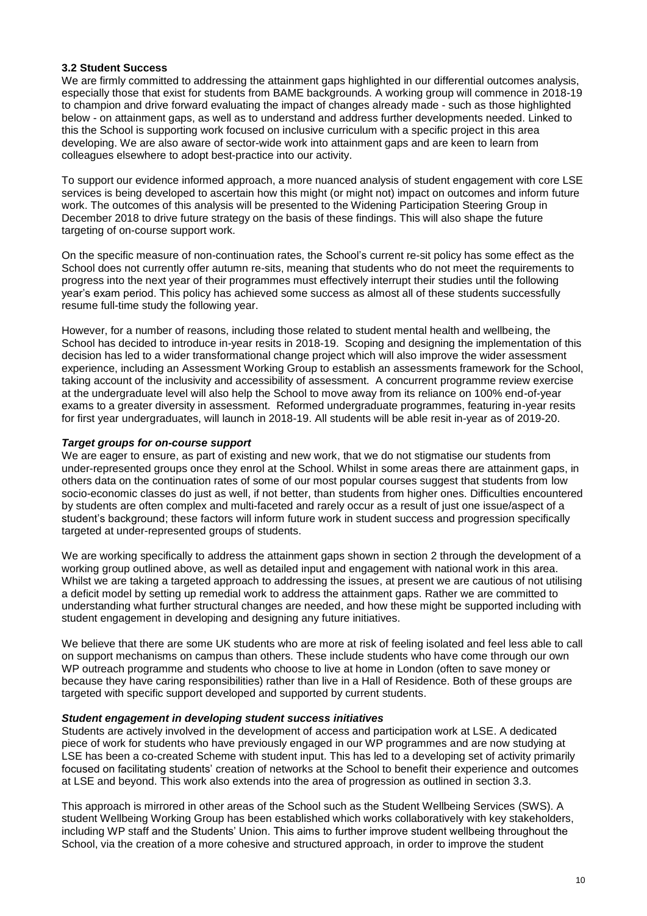### 3.2 Student Success

We are firmly committed to addressing the attainment gaps highlighted in our differential outcomes analysis, especially those that exist for students from BAME backgrounds. A working group will commence in 2018-19 to champion and drive forward evaluating the impact of changes already made - such as those highlighted below - on attainment gaps, as well as to understand and address further developments needed. Linked to this the School is supporting work focused on inclusive curriculum with a specific project in this area developing. We are also aware of sector-wide work into attainment gaps and are keen to learn from colleagues elsewhere to adopt best-practice into our activity.

To support our evidence informed approach, a more nuanced analysis of student engagement with core LSE services is being developed to ascertain how this might (or might not) impact on outcomes and inform future work. The outcomes of this analysis will be presented to the Widening Participation Steering Group in December 2018 to drive future strategy on the basis of these findings. This will also shape the future targeting of on-course support work.

On the specific measure of non-continuation rates, the School's current re-sit policy has some effect as the School does not currently offer autumn re-sits, meaning that students who do not meet the requirements to progress into the next year of their programmes must effectively interrupt their studies until the following year's exam period. This policy has achieved some success as almost all of these students successfully resume full-time study the following year.

However, for a number of reasons, including those related to student mental health and wellbeing, the School has decided to introduce in-year resits in 2018-19. Scoping and designing the implementation of this decision has led to a wider transformational change project which will also improve the wider assessment experience, including an Assessment Working Group to establish an assessments framework for the School, taking account of the inclusivity and accessibility of assessment. A concurrent programme review exercise at the undergraduate level will also help the School to move away from its reliance on 100% end-of-year exams to a greater diversity in assessment. Reformed undergraduate programmes, featuring in-year resits for first year undergraduates, will launch in 2018-19. All students will be able resit in-year as of 2019-20.

#### *Target groups for on-course support*

We are eager to ensure, as part of existing and new work, that we do not stigmatise our students from under-represented groups once they enrol at the School. Whilst in some areas there are attainment gaps, in others data on the continuation rates of some of our most popular courses suggest that students from low socio-economic classes do just as well, if not better, than students from higher ones. Difficulties encountered by students are often complex and multi-faceted and rarely occur as a result of just one issue/aspect of a student's background; these factors will inform future work in student success and progression specifically targeted at under-represented groups of students.

We are working specifically to address the attainment gaps shown in section 2 through the development of a working group outlined above, as well as detailed input and engagement with national work in this area. Whilst we are taking a targeted approach to addressing the issues, at present we are cautious of not utilising a deficit model by setting up remedial work to address the attainment gaps. Rather we are committed to understanding what further structural changes are needed, and how these might be supported including with student engagement in developing and designing any future initiatives.

We believe that there are some UK students who are more at risk of feeling isolated and feel less able to call on support mechanisms on campus than others. These include students who have come through our own WP outreach programme and students who choose to live at home in London (often to save money or because they have caring responsibilities) rather than live in a Hall of Residence. Both of these groups are targeted with specific support developed and supported by current students.

#### *Student engagement in developing student success initiatives*

Students are actively involved in the development of access and participation work at LSE. A dedicated piece of work for students who have previously engaged in our WP programmes and are now studying at LSE has been a co-created Scheme with student input. This has led to a developing set of activity primarily focused on facilitating students' creation of networks at the School to benefit their experience and outcomes at LSE and beyond. This work also extends into the area of progression as outlined in section 3.3.

This approach is mirrored in other areas of the School such as the Student Wellbeing Services (SWS). A student Wellbeing Working Group has been established which works collaboratively with key stakeholders, including WP staff and the Students' Union. This aims to further improve student wellbeing throughout the School, via the creation of a more cohesive and structured approach, in order to improve the student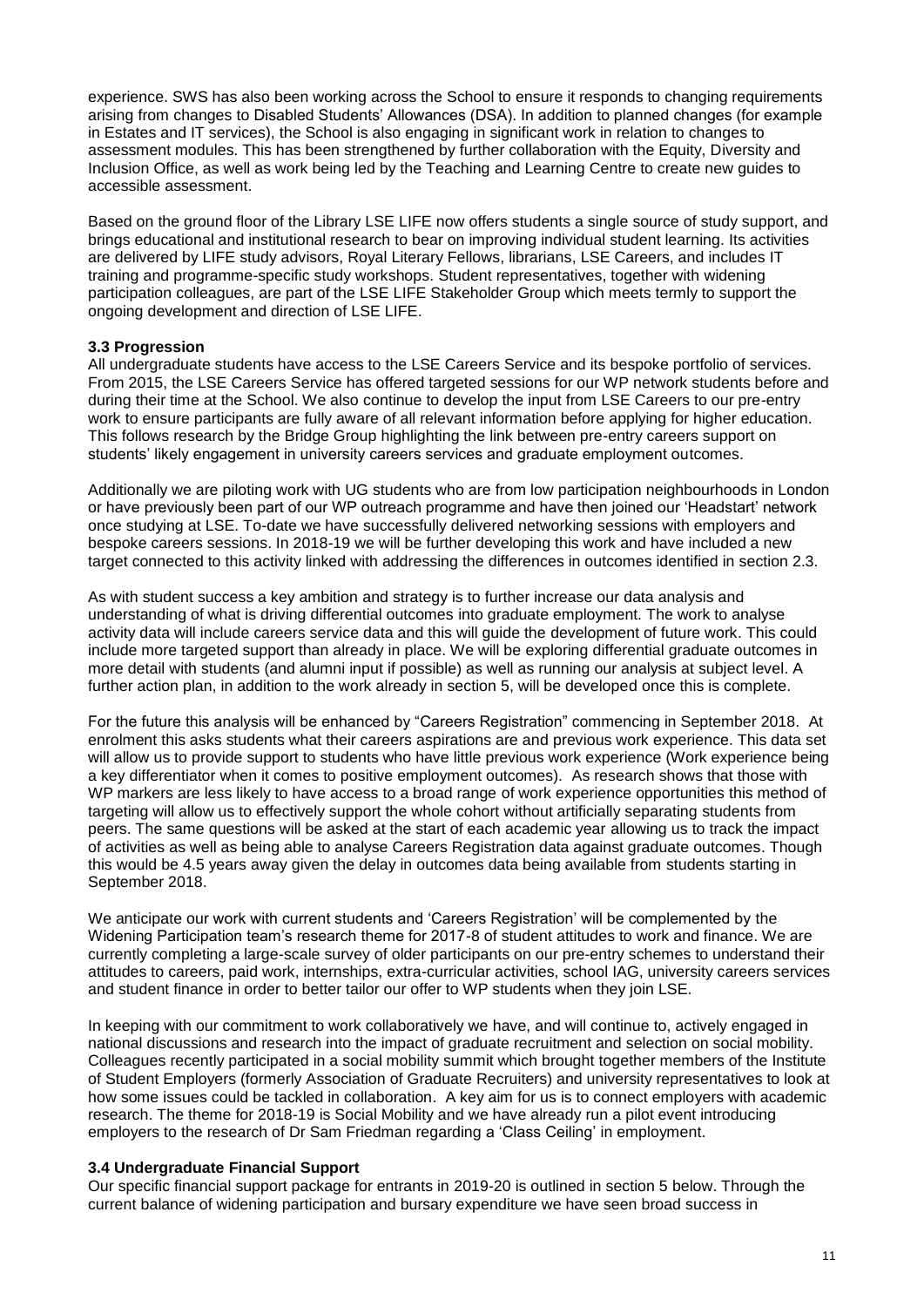experience. SWS has also been working across the School to ensure it responds to changing requirements arising from changes to Disabled Students' Allowances (DSA). In addition to planned changes (for example in Estates and IT services), the School is also engaging in significant work in relation to changes to assessment modules. This has been strengthened by further collaboration with the Equity, Diversity and Inclusion Office, as well as work being led by the Teaching and Learning Centre to create new guides to accessible assessment.

Based on the ground floor of the Library LSE LIFE now offers students a single source of study support, and brings educational and institutional research to bear on improving individual student learning. Its activities are delivered by LIFE study advisors, Royal Literary Fellows, librarians, LSE Careers, and includes IT training and programme-specific study workshops. Student representatives, together with widening participation colleagues, are part of the LSE LIFE Stakeholder Group which meets termly to support the ongoing development and direction of LSE LIFE.

### 3.3 Progression

All undergraduate students have access to the LSE Careers Service and its bespoke portfolio of services. From 2015, the LSE Careers Service has offered targeted sessions for our WP network students before and during their time at the School. We also continue to develop the input from LSE Careers to our pre-entry work to ensure participants are fully aware of all relevant information before applying for higher education. This follows research by the Bridge Group highlighting the link between pre-entry careers support on students' likely engagement in university careers services and graduate employment outcomes.

Additionally we are piloting work with UG students who are from low participation neighbourhoods in London or have previously been part of our WP outreach programme and have then joined our 'Headstart' network once studying at LSE. To-date we have successfully delivered networking sessions with employers and bespoke careers sessions. In 2018-19 we will be further developing this work and have included a new target connected to this activity linked with addressing the differences in outcomes identified in section 2.3.

As with student success a key ambition and strategy is to further increase our data analysis and understanding of what is driving differential outcomes into graduate employment. The work to analyse activity data will include careers service data and this will guide the development of future work. This could include more targeted support than already in place. We will be exploring differential graduate outcomes in more detail with students (and alumni input if possible) as well as running our analysis at subject level. A further action plan, in addition to the work already in section 5, will be developed once this is complete.

For the future this analysis will be enhanced by "Careers Registration" commencing in September 2018. At enrolment this asks students what their careers aspirations are and previous work experience. This data set will allow us to provide support to students who have little previous work experience (Work experience being a key differentiator when it comes to positive employment outcomes). As research shows that those with WP markers are less likely to have access to a broad range of work experience opportunities this method of targeting will allow us to effectively support the whole cohort without artificially separating students from peers. The same questions will be asked at the start of each academic year allowing us to track the impact of activities as well as being able to analyse Careers Registration data against graduate outcomes. Though this would be 4.5 years away given the delay in outcomes data being available from students starting in September 2018.

We anticipate our work with current students and 'Careers Registration' will be complemented by the Widening Participation team's research theme for 2017-8 of student attitudes to work and finance. We are currently completing a large-scale survey of older participants on our pre-entry schemes to understand their attitudes to careers, paid work, internships, extra-curricular activities, school IAG, university careers services and student finance in order to better tailor our offer to WP students when they join LSE.

In keeping with our commitment to work collaboratively we have, and will continue to, actively engaged in national discussions and research into the impact of graduate recruitment and selection on social mobility. Colleagues recently participated in a social mobility summit which brought together members of the Institute of Student Employers (formerly Association of Graduate Recruiters) and university representatives to look at how some issues could be tackled in collaboration. A key aim for us is to connect employers with academic research. The theme for 2018-19 is Social Mobility and we have already run a pilot event introducing employers to the research of Dr Sam Friedman regarding a 'Class Ceiling' in employment.

### 3.4 Undergraduate Financial Support

Our specific financial support package for entrants in 2019-20 is outlined in section 5 below. Through the current balance of widening participation and bursary expenditure we have seen broad success in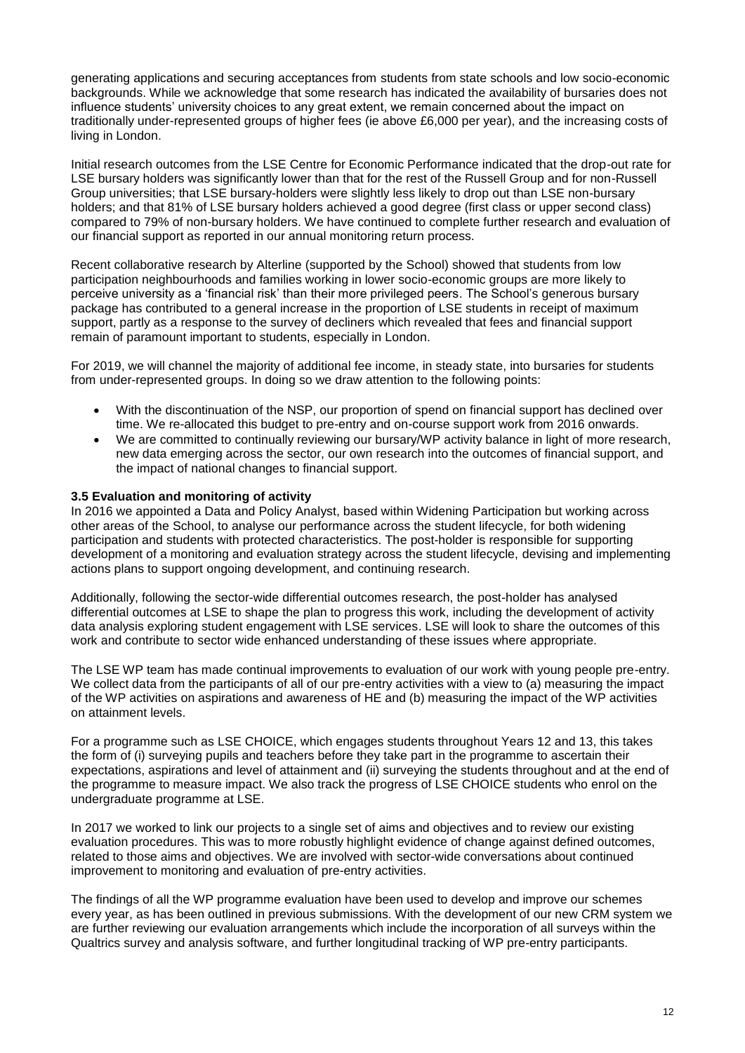generating applications and securing acceptances from students from state schools and low socio-economic backgrounds. While we acknowledge that some research has indicated the availability of bursaries does not influence students' university choices to any great extent, we remain concerned about the impact on traditionally under-represented groups of higher fees (ie above £6,000 per year), and the increasing costs of living in London.

Initial research outcomes from the LSE Centre for Economic Performance indicated that the drop-out rate for LSE bursary holders was significantly lower than that for the rest of the Russell Group and for non-Russell Group universities; that LSE bursary-holders were slightly less likely to drop out than LSE non-bursary holders; and that 81% of LSE bursary holders achieved a good degree (first class or upper second class) compared to 79% of non-bursary holders. We have continued to complete further research and evaluation of our financial support as reported in our annual monitoring return process.

Recent collaborative research by Alterline (supported by the School) showed that students from low participation neighbourhoods and families working in lower socio-economic groups are more likely to perceive university as a 'financial risk' than their more privileged peers. The School's generous bursary package has contributed to a general increase in the proportion of LSE students in receipt of maximum support, partly as a response to the survey of decliners which revealed that fees and financial support remain of paramount important to students, especially in London.

For 2019, we will channel the majority of additional fee income, in steady state, into bursaries for students from under-represented groups. In doing so we draw attention to the following points:

- With the discontinuation of the NSP, our proportion of spend on financial support has declined over time. We re-allocated this budget to pre-entry and on-course support work from 2016 onwards.
- We are committed to continually reviewing our bursary/WP activity balance in light of more research, new data emerging across the sector, our own research into the outcomes of financial support, and the impact of national changes to financial support.

### 3.5 Evaluation and monitoring of activity

In 2016 we appointed a Data and Policy Analyst, based within Widening Participation but working across other areas of the School, to analyse our performance across the student lifecycle, for both widening participation and students with protected characteristics. The post-holder is responsible for supporting development of a monitoring and evaluation strategy across the student lifecycle, devising and implementing actions plans to support ongoing development, and continuing research.

Additionally, following the sector-wide differential outcomes research, the post-holder has analysed differential outcomes at LSE to shape the plan to progress this work, including the development of activity data analysis exploring student engagement with LSE services. LSE will look to share the outcomes of this work and contribute to sector wide enhanced understanding of these issues where appropriate.

The LSE WP team has made continual improvements to evaluation of our work with young people pre-entry. We collect data from the participants of all of our pre-entry activities with a view to (a) measuring the impact of the WP activities on aspirations and awareness of HE and (b) measuring the impact of the WP activities on attainment levels.

For a programme such as LSE CHOICE, which engages students throughout Years 12 and 13, this takes the form of (i) surveying pupils and teachers before they take part in the programme to ascertain their expectations, aspirations and level of attainment and (ii) surveying the students throughout and at the end of the programme to measure impact. We also track the progress of LSE CHOICE students who enrol on the undergraduate programme at LSE.

In 2017 we worked to link our projects to a single set of aims and objectives and to review our existing evaluation procedures. This was to more robustly highlight evidence of change against defined outcomes, related to those aims and objectives. We are involved with sector-wide conversations about continued improvement to monitoring and evaluation of pre-entry activities.

The findings of all the WP programme evaluation have been used to develop and improve our schemes every year, as has been outlined in previous submissions. With the development of our new CRM system we are further reviewing our evaluation arrangements which include the incorporation of all surveys within the Qualtrics survey and analysis software, and further longitudinal tracking of WP pre-entry participants.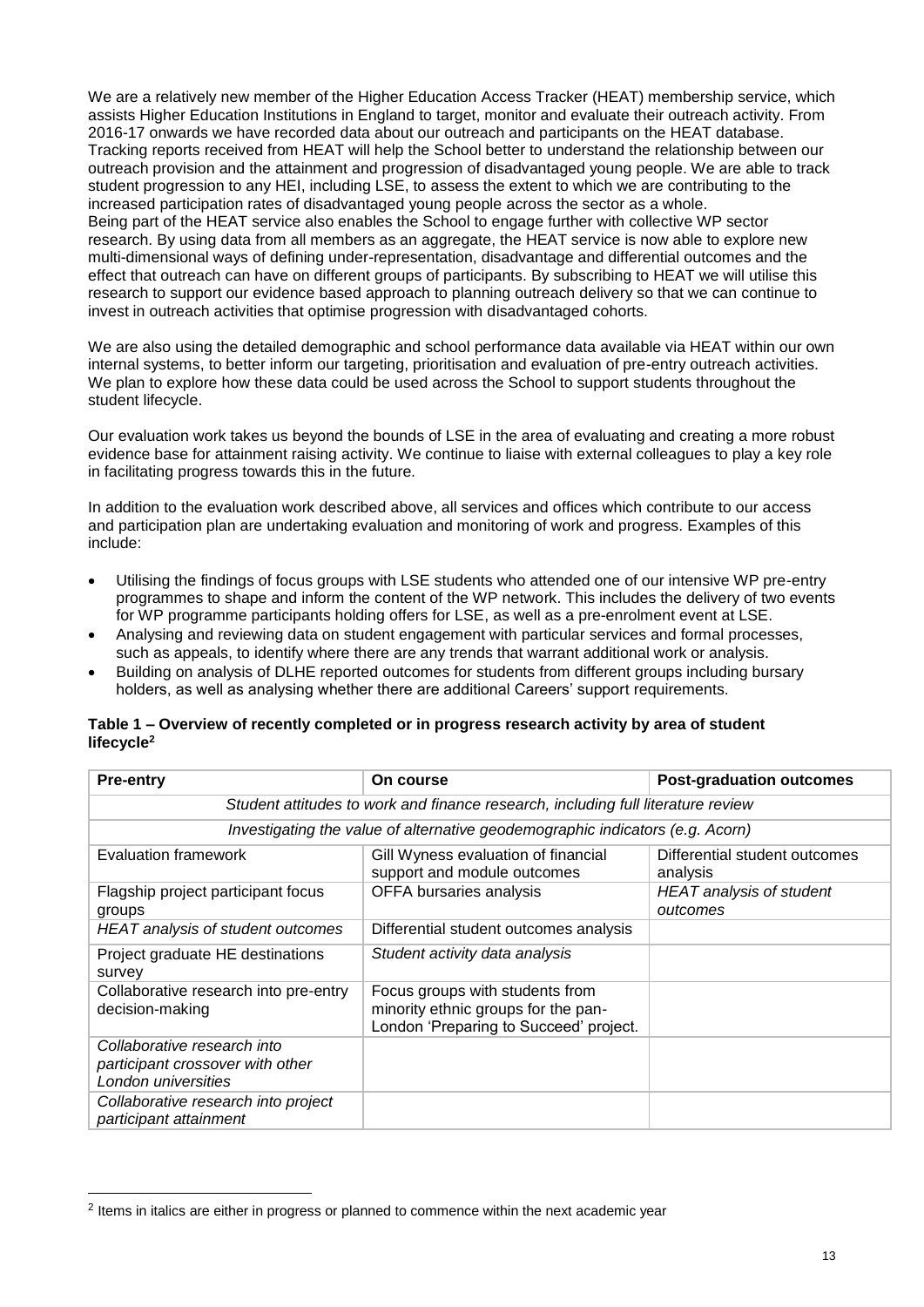We are a relatively new member of the Higher Education Access Tracker (HEAT) membership service, which assists Higher Education Institutions in England to target, monitor and evaluate their outreach activity. From 2016-17 onwards we have recorded data about our outreach and participants on the HEAT database. Tracking reports received from HEAT will help the School better to understand the relationship between our outreach provision and the attainment and progression of disadvantaged young people. We are able to track student progression to any HEI, including LSE, to assess the extent to which we are contributing to the increased participation rates of disadvantaged young people across the sector as a whole.
Being part of the HEAT service also enables the School to engage further with collective WP sector research. By using data from all members as an aggregate, the HEAT service is now able to explore new multi-dimensional ways of defining under-representation, disadvantage and differential outcomes and the effect that outreach can have on different groups of participants. By subscribing to HEAT we will utilise this research to support our evidence based approach to planning outreach delivery so that we can continue to invest in outreach activities that optimise progression with disadvantaged cohorts.

We are also using the detailed demographic and school performance data available via HEAT within our own internal systems, to better inform our targeting, prioritisation and evaluation of pre-entry outreach activities. We plan to explore how these data could be used across the School to support students throughout the student lifecycle.

Our evaluation work takes us beyond the bounds of LSE in the area of evaluating and creating a more robust evidence base for attainment raising activity. We continue to liaise with external colleagues to play a key role in facilitating progress towards this in the future.

In addition to the evaluation work described above, all services and offices which contribute to our access and participation plan are undertaking evaluation and monitoring of work and progress. Examples of this include:

- Utilising the findings of focus groups with LSE students who attended one of our intensive WP pre-entry programmes to shape and inform the content of the WP network. This includes the delivery of two events for WP programme participants holding offers for LSE, as well as a pre-enrolment event at LSE.
- Analysing and reviewing data on student engagement with particular services and formal processes, such as appeals, to identify where there are any trends that warrant additional work or analysis.
- Building on analysis of DLHE reported outcomes for students from different groups including bursary holders, as well as analysing whether there are additional Careers' support requirements.

**Table 1 – Overview of recently completed or in progress research activity by area of student lifecycle[2]**

| Pre-entry | On course | Post-graduation outcomes |
|---|---|---|
| *Student attitudes to work and finance research, including full literature review* | | |
| *Investigating the value of alternative geodemographic indicators (e.g. Acorn)* | | |
| Evaluation framework | Gill Wyness evaluation of financial support and module outcomes | Differential student outcomes analysis |
| Flagship project participant focus groups | OFFA bursaries analysis | *HEAT analysis of student outcomes* |
| *HEAT analysis of student outcomes* | Differential student outcomes analysis | |
| Project graduate HE destinations survey | *Student activity data analysis* | |
| Collaborative research into pre-entry decision-making | Focus groups with students from minority ethnic groups for the pan-London 'Preparing to Succeed' project. | |
| *Collaborative research into participant crossover with other London universities* | | |
| *Collaborative research into project participant attainment* | | |

[2] Items in italics are either in progress or planned to commence within the next academic year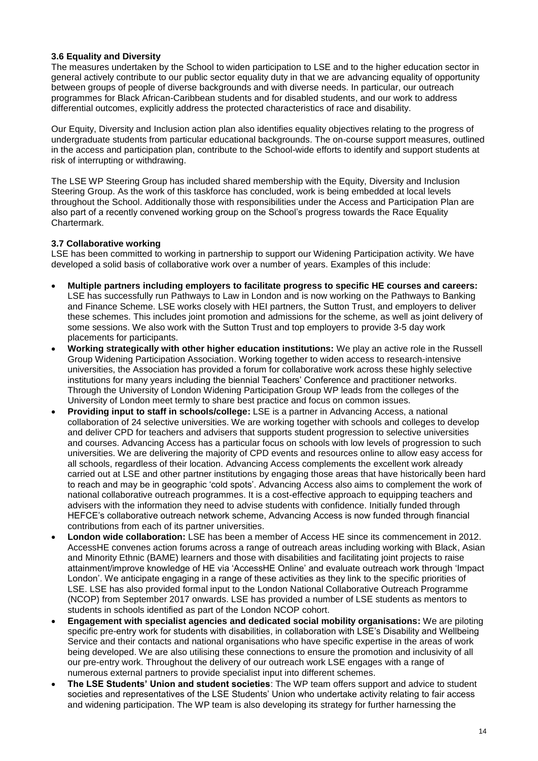### 3.6 Equality and Diversity

The measures undertaken by the School to widen participation to LSE and to the higher education sector in general actively contribute to our public sector equality duty in that we are advancing equality of opportunity between groups of people of diverse backgrounds and with diverse needs. In particular, our outreach programmes for Black African-Caribbean students and for disabled students, and our work to address differential outcomes, explicitly address the protected characteristics of race and disability.

Our Equity, Diversity and Inclusion action plan also identifies equality objectives relating to the progress of undergraduate students from particular educational backgrounds. The on-course support measures, outlined in the access and participation plan, contribute to the School-wide efforts to identify and support students at risk of interrupting or withdrawing.

The LSE WP Steering Group has included shared membership with the Equity, Diversity and Inclusion Steering Group. As the work of this taskforce has concluded, work is being embedded at local levels throughout the School. Additionally those with responsibilities under the Access and Participation Plan are also part of a recently convened working group on the School's progress towards the Race Equality Chartermark.

### 3.7 Collaborative working

LSE has been committed to working in partnership to support our Widening Participation activity. We have developed a solid basis of collaborative work over a number of years. Examples of this include:

- **Multiple partners including employers to facilitate progress to specific HE courses and careers:** LSE has successfully run Pathways to Law in London and is now working on the Pathways to Banking and Finance Scheme. LSE works closely with HEI partners, the Sutton Trust, and employers to deliver these schemes. This includes joint promotion and admissions for the scheme, as well as joint delivery of some sessions. We also work with the Sutton Trust and top employers to provide 3-5 day work placements for participants.
- **Working strategically with other higher education institutions:** We play an active role in the Russell Group Widening Participation Association. Working together to widen access to research-intensive universities, the Association has provided a forum for collaborative work across these highly selective institutions for many years including the biennial Teachers' Conference and practitioner networks. Through the University of London Widening Participation Group WP leads from the colleges of the University of London meet termly to share best practice and focus on common issues.
- **Providing input to staff in schools/college:** LSE is a partner in Advancing Access, a national collaboration of 24 selective universities. We are working together with schools and colleges to develop and deliver CPD for teachers and advisers that supports student progression to selective universities and courses. Advancing Access has a particular focus on schools with low levels of progression to such universities. We are delivering the majority of CPD events and resources online to allow easy access for all schools, regardless of their location. Advancing Access complements the excellent work already carried out at LSE and other partner institutions by engaging those areas that have historically been hard to reach and may be in geographic 'cold spots'. Advancing Access also aims to complement the work of national collaborative outreach programmes. It is a cost-effective approach to equipping teachers and advisers with the information they need to advise students with confidence. Initially funded through HEFCE's collaborative outreach network scheme, Advancing Access is now funded through financial contributions from each of its partner universities.
- **London wide collaboration:** LSE has been a member of Access HE since its commencement in 2012. AccessHE convenes action forums across a range of outreach areas including working with Black, Asian and Minority Ethnic (BAME) learners and those with disabilities and facilitating joint projects to raise attainment/improve knowledge of HE via 'AccessHE Online' and evaluate outreach work through 'Impact London'. We anticipate engaging in a range of these activities as they link to the specific priorities of LSE. LSE has also provided formal input to the London National Collaborative Outreach Programme (NCOP) from September 2017 onwards. LSE has provided a number of LSE students as mentors to students in schools identified as part of the London NCOP cohort.
- **Engagement with specialist agencies and dedicated social mobility organisations:** We are piloting specific pre-entry work for students with disabilities, in collaboration with LSE's Disability and Wellbeing Service and their contacts and national organisations who have specific expertise in the areas of work being developed. We are also utilising these connections to ensure the promotion and inclusivity of all our pre-entry work. Throughout the delivery of our outreach work LSE engages with a range of numerous external partners to provide specialist input into different schemes.
- **The LSE Students' Union and student societies**: The WP team offers support and advice to student societies and representatives of the LSE Students' Union who undertake activity relating to fair access and widening participation. The WP team is also developing its strategy for further harnessing the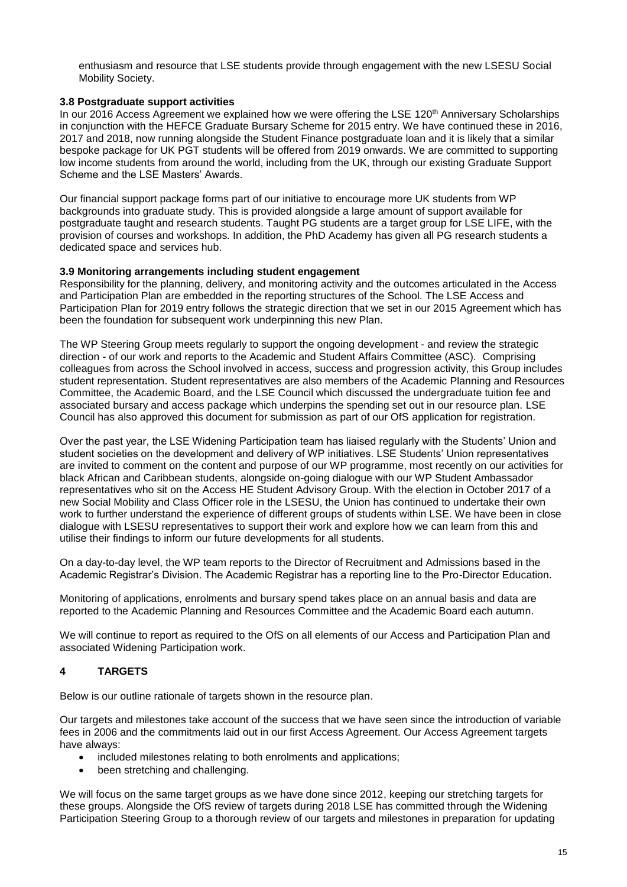enthusiasm and resource that LSE students provide through engagement with the new LSESU Social Mobility Society.

### 3.8 Postgraduate support activities

In our 2016 Access Agreement we explained how we were offering the LSE 120th Anniversary Scholarships in conjunction with the HEFCE Graduate Bursary Scheme for 2015 entry. We have continued these in 2016, 2017 and 2018, now running alongside the Student Finance postgraduate loan and it is likely that a similar bespoke package for UK PGT students will be offered from 2019 onwards. We are committed to supporting low income students from around the world, including from the UK, through our existing Graduate Support Scheme and the LSE Masters' Awards.

Our financial support package forms part of our initiative to encourage more UK students from WP backgrounds into graduate study. This is provided alongside a large amount of support available for postgraduate taught and research students. Taught PG students are a target group for LSE LIFE, with the provision of courses and workshops. In addition, the PhD Academy has given all PG research students a dedicated space and services hub.

### 3.9 Monitoring arrangements including student engagement

Responsibility for the planning, delivery, and monitoring activity and the outcomes articulated in the Access and Participation Plan are embedded in the reporting structures of the School. The LSE Access and Participation Plan for 2019 entry follows the strategic direction that we set in our 2015 Agreement which has been the foundation for subsequent work underpinning this new Plan.

The WP Steering Group meets regularly to support the ongoing development - and review the strategic direction - of our work and reports to the Academic and Student Affairs Committee (ASC). Comprising colleagues from across the School involved in access, success and progression activity, this Group includes student representation. Student representatives are also members of the Academic Planning and Resources Committee, the Academic Board, and the LSE Council which discussed the undergraduate tuition fee and associated bursary and access package which underpins the spending set out in our resource plan. LSE Council has also approved this document for submission as part of our OfS application for registration.

Over the past year, the LSE Widening Participation team has liaised regularly with the Students' Union and student societies on the development and delivery of WP initiatives. LSE Students' Union representatives are invited to comment on the content and purpose of our WP programme, most recently on our activities for black African and Caribbean students, alongside on-going dialogue with our WP Student Ambassador representatives who sit on the Access HE Student Advisory Group. With the election in October 2017 of a new Social Mobility and Class Officer role in the LSESU, the Union has continued to undertake their own work to further understand the experience of different groups of students within LSE. We have been in close dialogue with LSESU representatives to support their work and explore how we can learn from this and utilise their findings to inform our future developments for all students.

On a day-to-day level, the WP team reports to the Director of Recruitment and Admissions based in the Academic Registrar's Division. The Academic Registrar has a reporting line to the Pro-Director Education.

Monitoring of applications, enrolments and bursary spend takes place on an annual basis and data are reported to the Academic Planning and Resources Committee and the Academic Board each autumn.

We will continue to report as required to the OfS on all elements of our Access and Participation Plan and associated Widening Participation work.

## 4 TARGETS

Below is our outline rationale of targets shown in the resource plan.

Our targets and milestones take account of the success that we have seen since the introduction of variable fees in 2006 and the commitments laid out in our first Access Agreement. Our Access Agreement targets have always:

- included milestones relating to both enrolments and applications;
- been stretching and challenging.

We will focus on the same target groups as we have done since 2012, keeping our stretching targets for these groups. Alongside the OfS review of targets during 2018 LSE has committed through the Widening Participation Steering Group to a thorough review of our targets and milestones in preparation for updating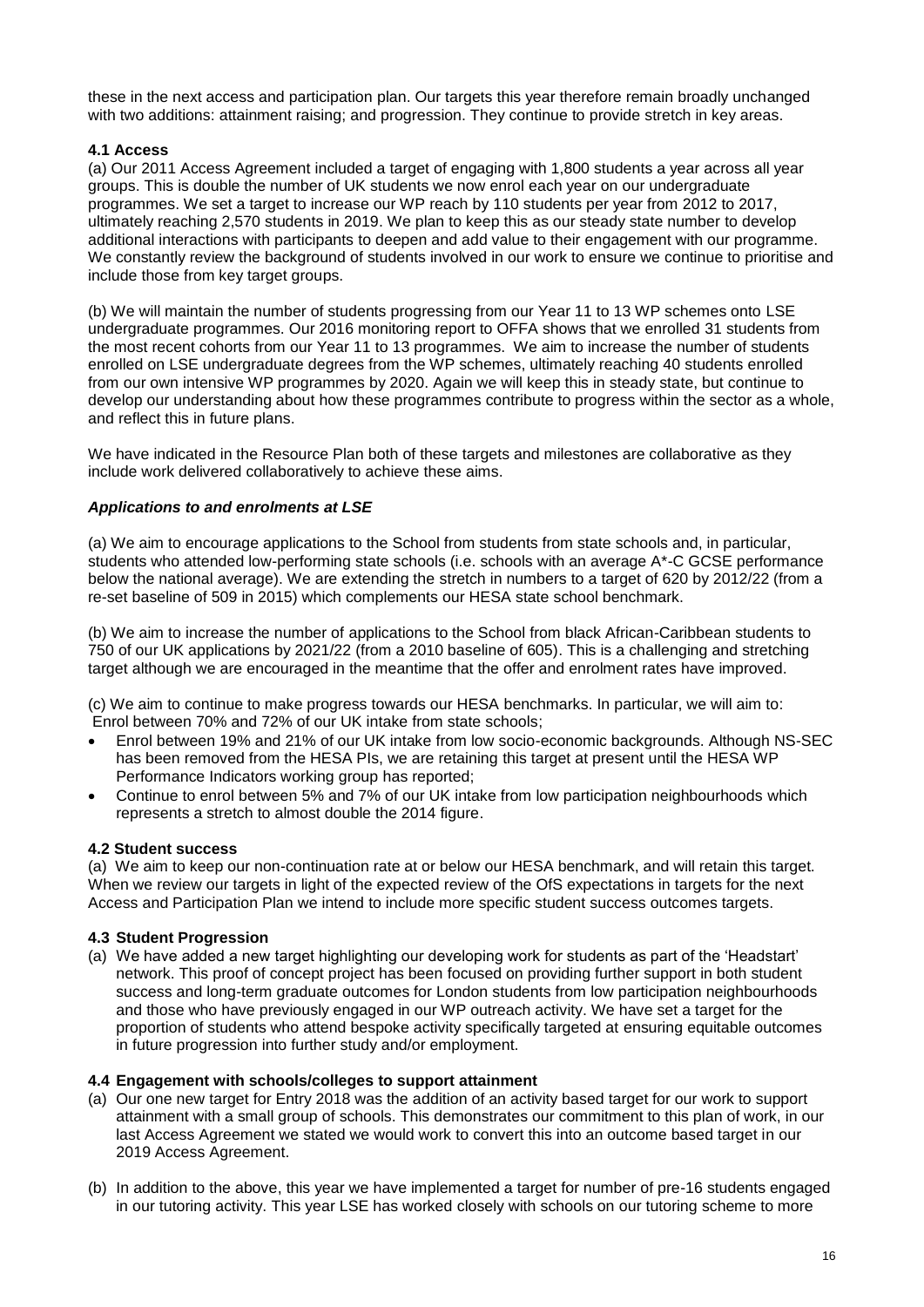these in the next access and participation plan. Our targets this year therefore remain broadly unchanged with two additions: attainment raising; and progression. They continue to provide stretch in key areas.

### 4.1 Access

(a) Our 2011 Access Agreement included a target of engaging with 1,800 students a year across all year groups. This is double the number of UK students we now enrol each year on our undergraduate programmes. We set a target to increase our WP reach by 110 students per year from 2012 to 2017, ultimately reaching 2,570 students in 2019. We plan to keep this as our steady state number to develop additional interactions with participants to deepen and add value to their engagement with our programme. We constantly review the background of students involved in our work to ensure we continue to prioritise and include those from key target groups.

(b) We will maintain the number of students progressing from our Year 11 to 13 WP schemes onto LSE undergraduate programmes. Our 2016 monitoring report to OFFA shows that we enrolled 31 students from the most recent cohorts from our Year 11 to 13 programmes. We aim to increase the number of students enrolled on LSE undergraduate degrees from the WP schemes, ultimately reaching 40 students enrolled from our own intensive WP programmes by 2020. Again we will keep this in steady state, but continue to develop our understanding about how these programmes contribute to progress within the sector as a whole, and reflect this in future plans.

We have indicated in the Resource Plan both of these targets and milestones are collaborative as they include work delivered collaboratively to achieve these aims.

#### ***Applications to and enrolments at LSE***

(a) We aim to encourage applications to the School from students from state schools and, in particular, students who attended low-performing state schools (i.e. schools with an average A*-C GCSE performance below the national average). We are extending the stretch in numbers to a target of 620 by 2012/22 (from a re-set baseline of 509 in 2015) which complements our HESA state school benchmark.

(b) We aim to increase the number of applications to the School from black African-Caribbean students to 750 of our UK applications by 2021/22 (from a 2010 baseline of 605). This is a challenging and stretching target although we are encouraged in the meantime that the offer and enrolment rates have improved.

(c) We aim to continue to make progress towards our HESA benchmarks. In particular, we will aim to:
Enrol between 70% and 72% of our UK intake from state schools;

- Enrol between 19% and 21% of our UK intake from low socio-economic backgrounds. Although NS-SEC has been removed from the HESA PIs, we are retaining this target at present until the HESA WP Performance Indicators working group has reported;
- Continue to enrol between 5% and 7% of our UK intake from low participation neighbourhoods which represents a stretch to almost double the 2014 figure.

### 4.2 Student success

(a) We aim to keep our non-continuation rate at or below our HESA benchmark, and will retain this target. When we review our targets in light of the expected review of the OfS expectations in targets for the next Access and Participation Plan we intend to include more specific student success outcomes targets.

### 4.3 Student Progression

(a) We have added a new target highlighting our developing work for students as part of the 'Headstart' network. This proof of concept project has been focused on providing further support in both student success and long-term graduate outcomes for London students from low participation neighbourhoods and those who have previously engaged in our WP outreach activity. We have set a target for the proportion of students who attend bespoke activity specifically targeted at ensuring equitable outcomes in future progression into further study and/or employment.

### 4.4 Engagement with schools/colleges to support attainment

(a) Our one new target for Entry 2018 was the addition of an activity based target for our work to support attainment with a small group of schools. This demonstrates our commitment to this plan of work, in our last Access Agreement we stated we would work to convert this into an outcome based target in our 2019 Access Agreement.

(b) In addition to the above, this year we have implemented a target for number of pre-16 students engaged in our tutoring activity. This year LSE has worked closely with schools on our tutoring scheme to more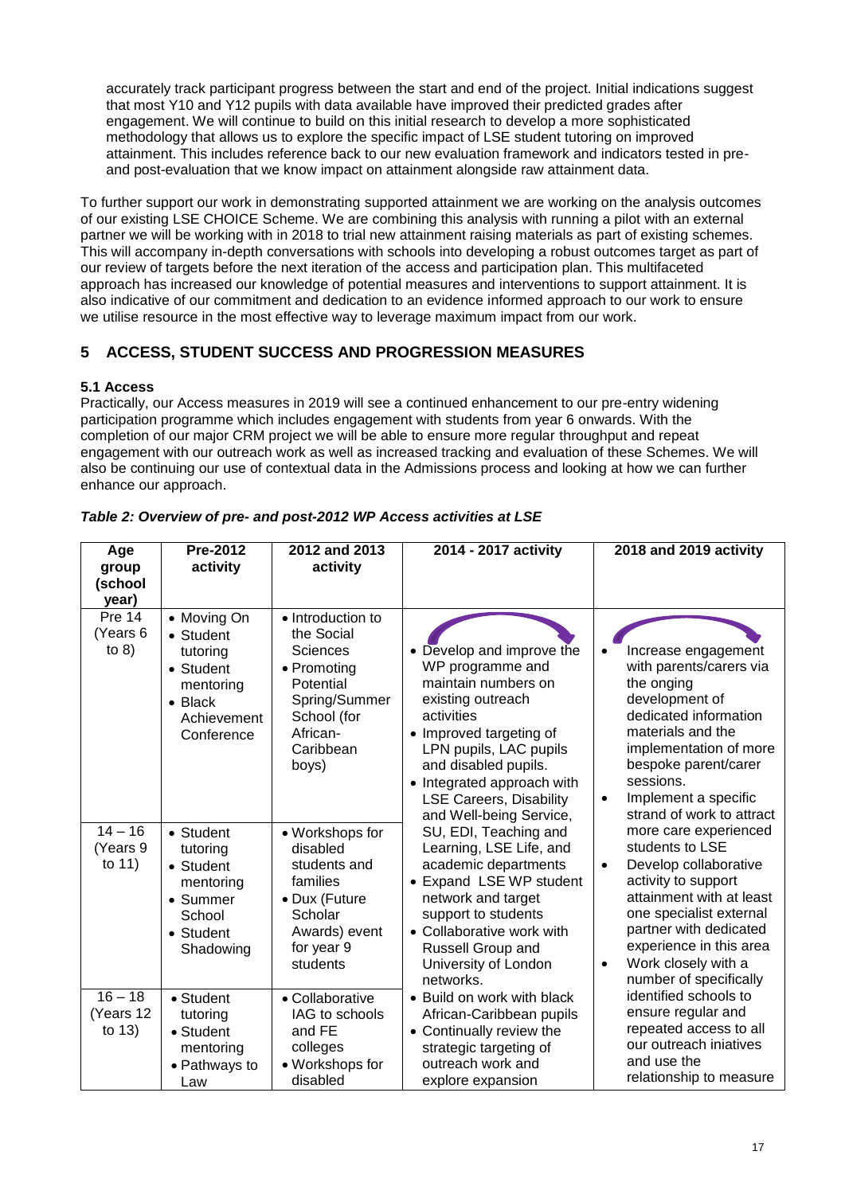accurately track participant progress between the start and end of the project. Initial indications suggest that most Y10 and Y12 pupils with data available have improved their predicted grades after engagement. We will continue to build on this initial research to develop a more sophisticated methodology that allows us to explore the specific impact of LSE student tutoring on improved attainment. This includes reference back to our new evaluation framework and indicators tested in pre- and post-evaluation that we know impact on attainment alongside raw attainment data.

To further support our work in demonstrating supported attainment we are working on the analysis outcomes of our existing LSE CHOICE Scheme. We are combining this analysis with running a pilot with an external partner we will be working with in 2018 to trial new attainment raising materials as part of existing schemes. This will accompany in-depth conversations with schools into developing a robust outcomes target as part of our review of targets before the next iteration of the access and participation plan. This multifaceted approach has increased our knowledge of potential measures and interventions to support attainment. It is also indicative of our commitment and dedication to an evidence informed approach to our work to ensure we utilise resource in the most effective way to leverage maximum impact from our work.

## 5 ACCESS, STUDENT SUCCESS AND PROGRESSION MEASURES

### 5.1 Access

Practically, our Access measures in 2019 will see a continued enhancement to our pre-entry widening participation programme which includes engagement with students from year 6 onwards. With the completion of our major CRM project we will be able to ensure more regular throughput and repeat engagement with our outreach work as well as increased tracking and evaluation of these Schemes. We will also be continuing our use of contextual data in the Admissions process and looking at how we can further enhance our approach.

*Table 2: Overview of pre- and post-2012 WP Access activities at LSE*

| Age group (school year) | Pre-2012 activity | 2012 and 2013 activity | 2014 - 2017 activity | 2018 and 2019 activity |
|---|---|---|---|---|
| Pre 14 (Years 6 to 8) | • Moving On<br>• Student tutoring<br>• Student mentoring<br>• Black Achievement Conference | • Introduction to the Social Sciences<br>• Promoting Potential Spring/Summer School (for African-Caribbean boys) | • Develop and improve the WP programme and maintain numbers on existing outreach activities<br>• Improved targeting of LPN pupils, LAC pupils and disabled pupils.<br>• Integrated approach with LSE Careers, Disability and Well-being Service, SU, EDI, Teaching and Learning, LSE Life, and academic departments<br>• Expand LSE WP student network and target support to students<br>• Collaborative work with Russell Group and University of London networks.<br>• Build on work with black African-Caribbean pupils<br>• Continually review the strategic targeting of outreach work and explore expansion | • Increase engagement with parents/carers via the onging development of dedicated information materials and the implementation of more bespoke parent/carer sessions.<br>• Implement a specific strand of work to attract more care experienced students to LSE<br>• Develop collaborative activity to support attainment with at least one specialist external partner with dedicated experience in this area<br>• Work closely with a number of specifically identified schools to ensure regular and repeated access to all our outreach iniatives and use the relationship to measure |
| 14 – 16 (Years 9 to 11) | • Student tutoring<br>• Student mentoring<br>• Summer School<br>• Student Shadowing | • Workshops for disabled students and families<br>• Dux (Future Scholar Awards) event for year 9 students | | |
| 16 – 18 (Years 12 to 13) | • Student tutoring<br>• Student mentoring<br>• Pathways to Law | • Collaborative IAG to schools and FE colleges<br>• Workshops for disabled | | |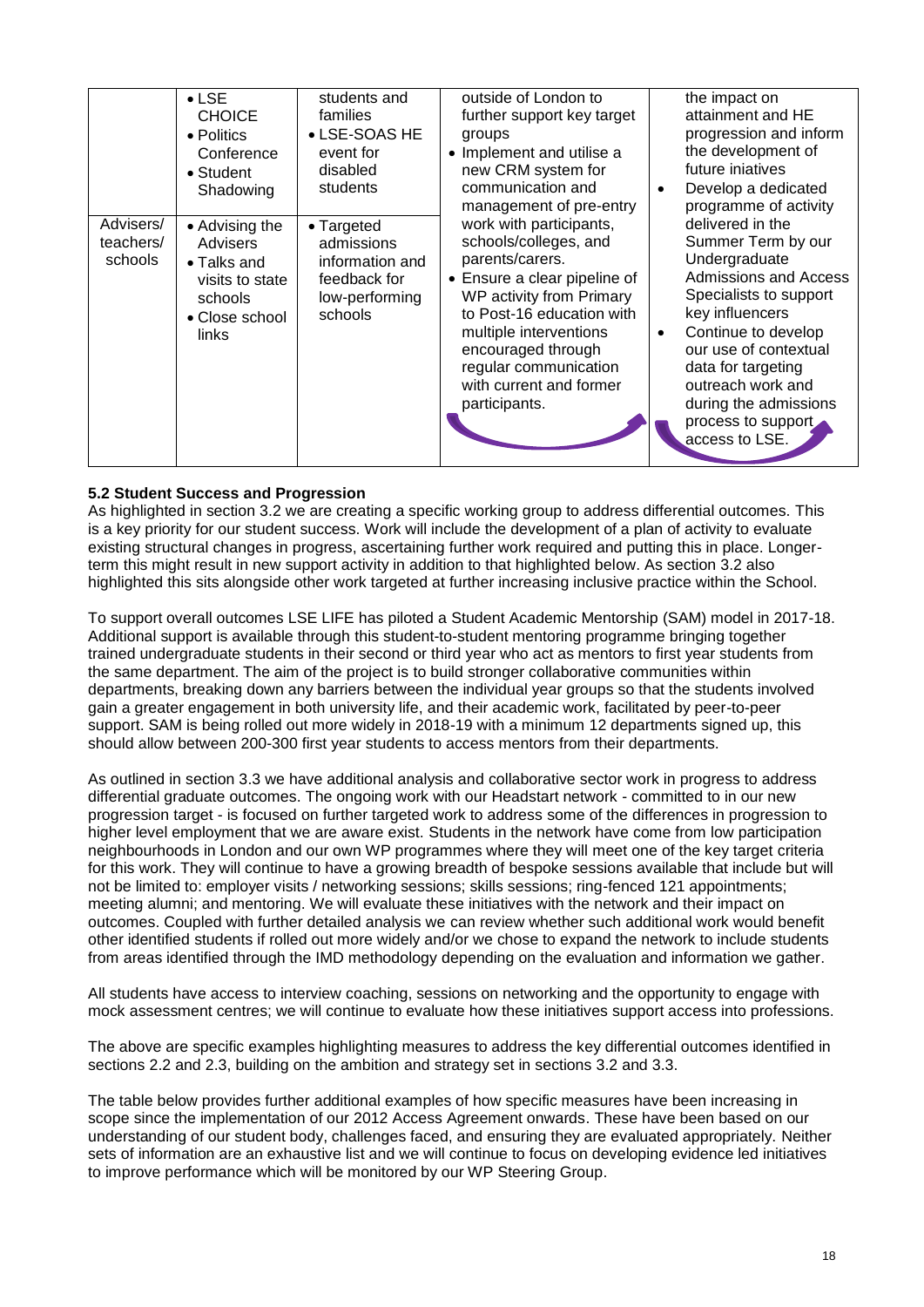|  | • LSE CHOICE<br>• Politics Conference<br>• Student Shadowing | students and families<br>• LSE-SOAS HE event for disabled students | outside of London to further support key target groups<br>• Implement and utilise a new CRM system for communication and management of pre-entry work with participants, schools/colleges, and parents/carers.<br>• Ensure a clear pipeline of WP activity from Primary to Post-16 education with multiple interventions encouraged through regular communication with current and former participants. | the impact on attainment and HE progression and inform the development of future iniatives<br>• Develop a dedicated programme of activity delivered in the Summer Term by our Undergraduate Admissions and Access Specialists to support key influencers<br>• Continue to develop our use of contextual data for targeting outreach work and during the admissions process to support access to LSE. |
|---|---|---|---|---|
| Advisers/ teachers/ schools | • Advising the Advisers<br>• Talks and visits to state schools<br>• Close school links | • Targeted admissions information and feedback for low-performing schools |  |  |

**5.2 Student Success and Progression**

As highlighted in section 3.2 we are creating a specific working group to address differential outcomes. This is a key priority for our student success. Work will include the development of a plan of activity to evaluate existing structural changes in progress, ascertaining further work required and putting this in place. Longer-term this might result in new support activity in addition to that highlighted below. As section 3.2 also highlighted this sits alongside other work targeted at further increasing inclusive practice within the School.

To support overall outcomes LSE LIFE has piloted a Student Academic Mentorship (SAM) model in 2017-18. Additional support is available through this student-to-student mentoring programme bringing together trained undergraduate students in their second or third year who act as mentors to first year students from the same department. The aim of the project is to build stronger collaborative communities within departments, breaking down any barriers between the individual year groups so that the students involved gain a greater engagement in both university life, and their academic work, facilitated by peer-to-peer support. SAM is being rolled out more widely in 2018-19 with a minimum 12 departments signed up, this should allow between 200-300 first year students to access mentors from their departments.

As outlined in section 3.3 we have additional analysis and collaborative sector work in progress to address differential graduate outcomes. The ongoing work with our Headstart network - committed to in our new progression target - is focused on further targeted work to address some of the differences in progression to higher level employment that we are aware exist. Students in the network have come from low participation neighbourhoods in London and our own WP programmes where they will meet one of the key target criteria for this work. They will continue to have a growing breadth of bespoke sessions available that include but will not be limited to: employer visits / networking sessions; skills sessions; ring-fenced 121 appointments; meeting alumni; and mentoring. We will evaluate these initiatives with the network and their impact on outcomes. Coupled with further detailed analysis we can review whether such additional work would benefit other identified students if rolled out more widely and/or we chose to expand the network to include students from areas identified through the IMD methodology depending on the evaluation and information we gather.

All students have access to interview coaching, sessions on networking and the opportunity to engage with mock assessment centres; we will continue to evaluate how these initiatives support access into professions.

The above are specific examples highlighting measures to address the key differential outcomes identified in sections 2.2 and 2.3, building on the ambition and strategy set in sections 3.2 and 3.3.

The table below provides further additional examples of how specific measures have been increasing in scope since the implementation of our 2012 Access Agreement onwards. These have been based on our understanding of our student body, challenges faced, and ensuring they are evaluated appropriately. Neither sets of information are an exhaustive list and we will continue to focus on developing evidence led initiatives to improve performance which will be monitored by our WP Steering Group.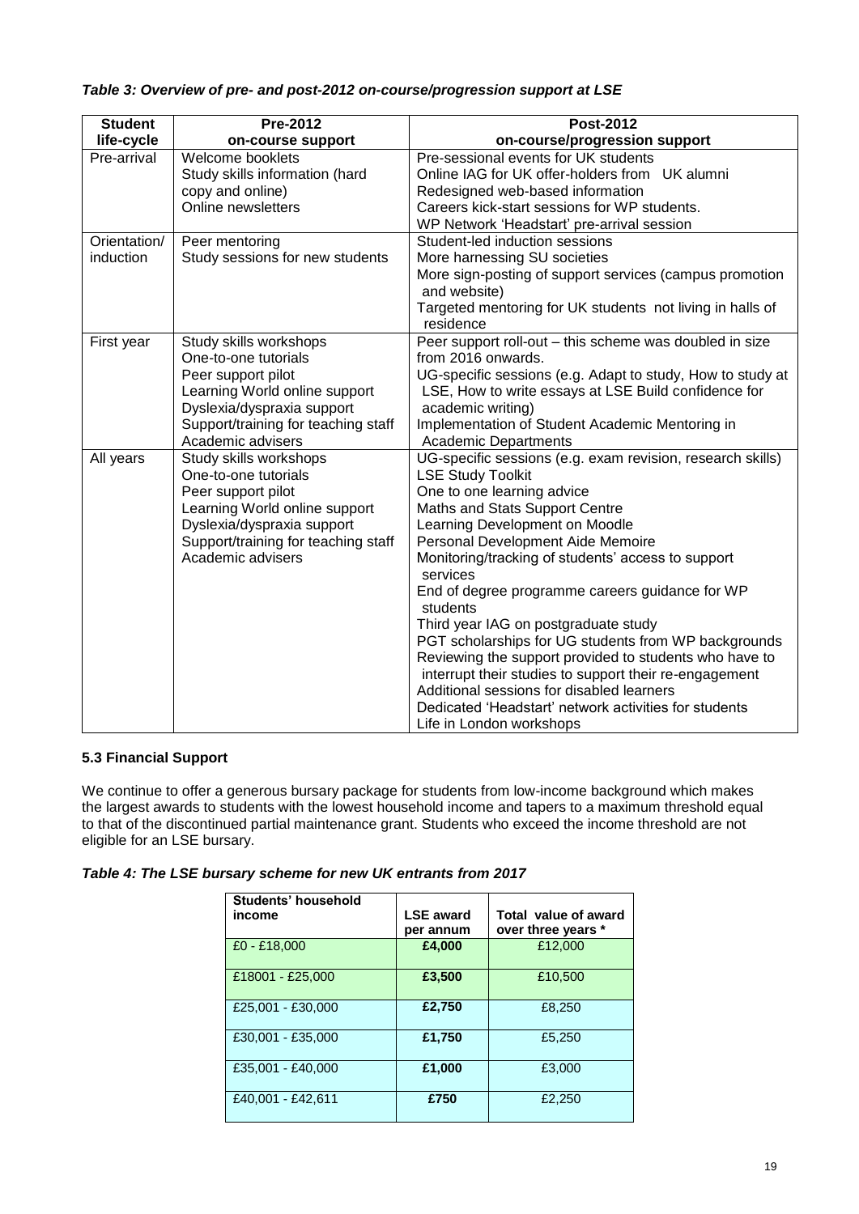***Table 3: Overview of pre- and post-2012 on-course/progression support at LSE***

| Student life-cycle | Pre-2012 on-course support | Post-2012 on-course/progression support |
|---|---|---|
| Pre-arrival | Welcome booklets<br>Study skills information (hard copy and online)<br>Online newsletters | Pre-sessional events for UK students<br>Online IAG for UK offer-holders from UK alumni<br>Redesigned web-based information<br>Careers kick-start sessions for WP students.<br>WP Network 'Headstart' pre-arrival session |
| Orientation/ induction | Peer mentoring<br>Study sessions for new students | Student-led induction sessions<br>More harnessing SU societies<br>More sign-posting of support services (campus promotion and website)<br>Targeted mentoring for UK students not living in halls of residence |
| First year | Study skills workshops<br>One-to-one tutorials<br>Peer support pilot<br>Learning World online support<br>Dyslexia/dyspraxia support<br>Support/training for teaching staff<br>Academic advisers | Peer support roll-out – this scheme was doubled in size from 2016 onwards.<br>UG-specific sessions (e.g. Adapt to study, How to study at LSE, How to write essays at LSE Build confidence for academic writing)<br>Implementation of Student Academic Mentoring in Academic Departments |
| All years | Study skills workshops<br>One-to-one tutorials<br>Peer support pilot<br>Learning World online support<br>Dyslexia/dyspraxia support<br>Support/training for teaching staff<br>Academic advisers | UG-specific sessions (e.g. exam revision, research skills)<br>LSE Study Toolkit<br>One to one learning advice<br>Maths and Stats Support Centre<br>Learning Development on Moodle<br>Personal Development Aide Memoire<br>Monitoring/tracking of students' access to support services<br>End of degree programme careers guidance for WP students<br>Third year IAG on postgraduate study<br>PGT scholarships for UG students from WP backgrounds<br>Reviewing the support provided to students who have to interrupt their studies to support their re-engagement<br>Additional sessions for disabled learners<br>Dedicated 'Headstart' network activities for students<br>Life in London workshops |

### 5.3 Financial Support

We continue to offer a generous bursary package for students from low-income background which makes the largest awards to students with the lowest household income and tapers to a maximum threshold equal to that of the discontinued partial maintenance grant. Students who exceed the income threshold are not eligible for an LSE bursary.

***Table 4: The LSE bursary scheme for new UK entrants from 2017***

| Students' household income | LSE award per annum | Total value of award over three years * |
|---|---|---|
| £0 - £18,000 | **£4,000** | £12,000 |
| £18001 - £25,000 | **£3,500** | £10,500 |
| £25,001 - £30,000 | **£2,750** | £8,250 |
| £30,001 - £35,000 | **£1,750** | £5,250 |
| £35,001 - £40,000 | **£1,000** | £3,000 |
| £40,001 - £42,611 | **£750** | £2,250 |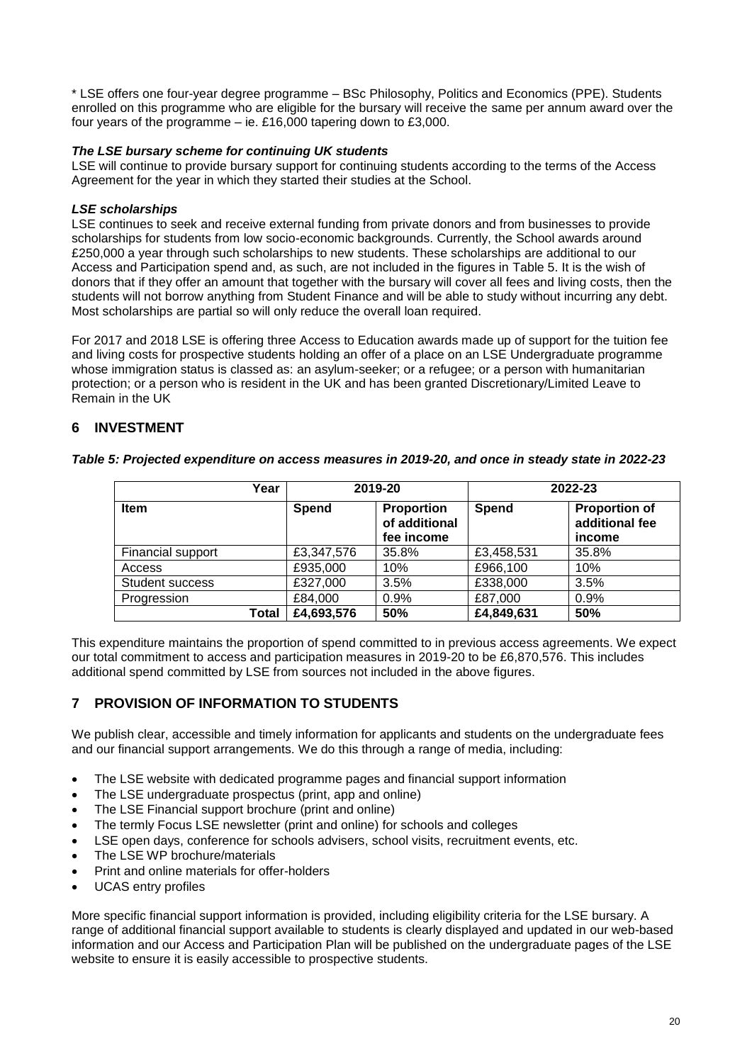* LSE offers one four-year degree programme – BSc Philosophy, Politics and Economics (PPE). Students enrolled on this programme who are eligible for the bursary will receive the same per annum award over the four years of the programme – ie. £16,000 tapering down to £3,000.

***The LSE bursary scheme for continuing UK students***

LSE will continue to provide bursary support for continuing students according to the terms of the Access Agreement for the year in which they started their studies at the School.

***LSE scholarships***

LSE continues to seek and receive external funding from private donors and from businesses to provide scholarships for students from low socio-economic backgrounds. Currently, the School awards around £250,000 a year through such scholarships to new students. These scholarships are additional to our Access and Participation spend and, as such, are not included in the figures in Table 5. It is the wish of donors that if they offer an amount that together with the bursary will cover all fees and living costs, then the students will not borrow anything from Student Finance and will be able to study without incurring any debt. Most scholarships are partial so will only reduce the overall loan required.

For 2017 and 2018 LSE is offering three Access to Education awards made up of support for the tuition fee and living costs for prospective students holding an offer of a place on an LSE Undergraduate programme whose immigration status is classed as: an asylum-seeker; or a refugee; or a person with humanitarian protection; or a person who is resident in the UK and has been granted Discretionary/Limited Leave to Remain in the UK

## 6 INVESTMENT

***Table 5: Projected expenditure on access measures in 2019-20, and once in steady state in 2022-23***

| Year | 2019-20 | | 2022-23 | |
|---|---|---|---|---|
| **Item** | **Spend** | **Proportion of additional fee income** | **Spend** | **Proportion of additional fee income** |
| Financial support | £3,347,576 | 35.8% | £3,458,531 | 35.8% |
| Access | £935,000 | 10% | £966,100 | 10% |
| Student success | £327,000 | 3.5% | £338,000 | 3.5% |
| Progression | £84,000 | 0.9% | £87,000 | 0.9% |
| **Total** | **£4,693,576** | **50%** | **£4,849,631** | **50%** |

This expenditure maintains the proportion of spend committed to in previous access agreements. We expect our total commitment to access and participation measures in 2019-20 to be £6,870,576. This includes additional spend committed by LSE from sources not included in the above figures.

## 7 PROVISION OF INFORMATION TO STUDENTS

We publish clear, accessible and timely information for applicants and students on the undergraduate fees and our financial support arrangements. We do this through a range of media, including:

- The LSE website with dedicated programme pages and financial support information
- The LSE undergraduate prospectus (print, app and online)
- The LSE Financial support brochure (print and online)
- The termly Focus LSE newsletter (print and online) for schools and colleges
- LSE open days, conference for schools advisers, school visits, recruitment events, etc.
- The LSE WP brochure/materials
- Print and online materials for offer-holders
- UCAS entry profiles

More specific financial support information is provided, including eligibility criteria for the LSE bursary. A range of additional financial support available to students is clearly displayed and updated in our web-based information and our Access and Participation Plan will be published on the undergraduate pages of the LSE website to ensure it is easily accessible to prospective students.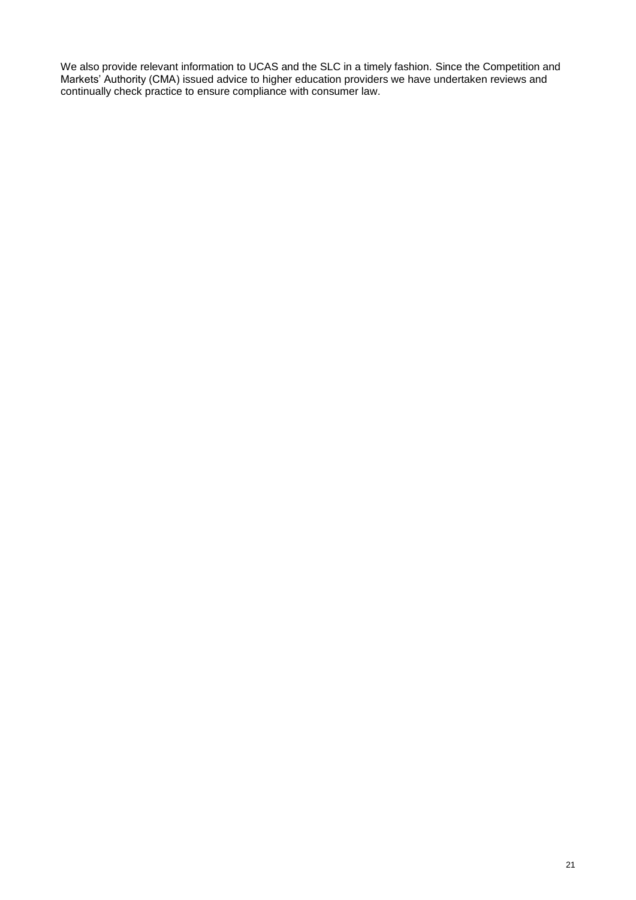We also provide relevant information to UCAS and the SLC in a timely fashion. Since the Competition and Markets' Authority (CMA) issued advice to higher education providers we have undertaken reviews and continually check practice to ensure compliance with consumer law.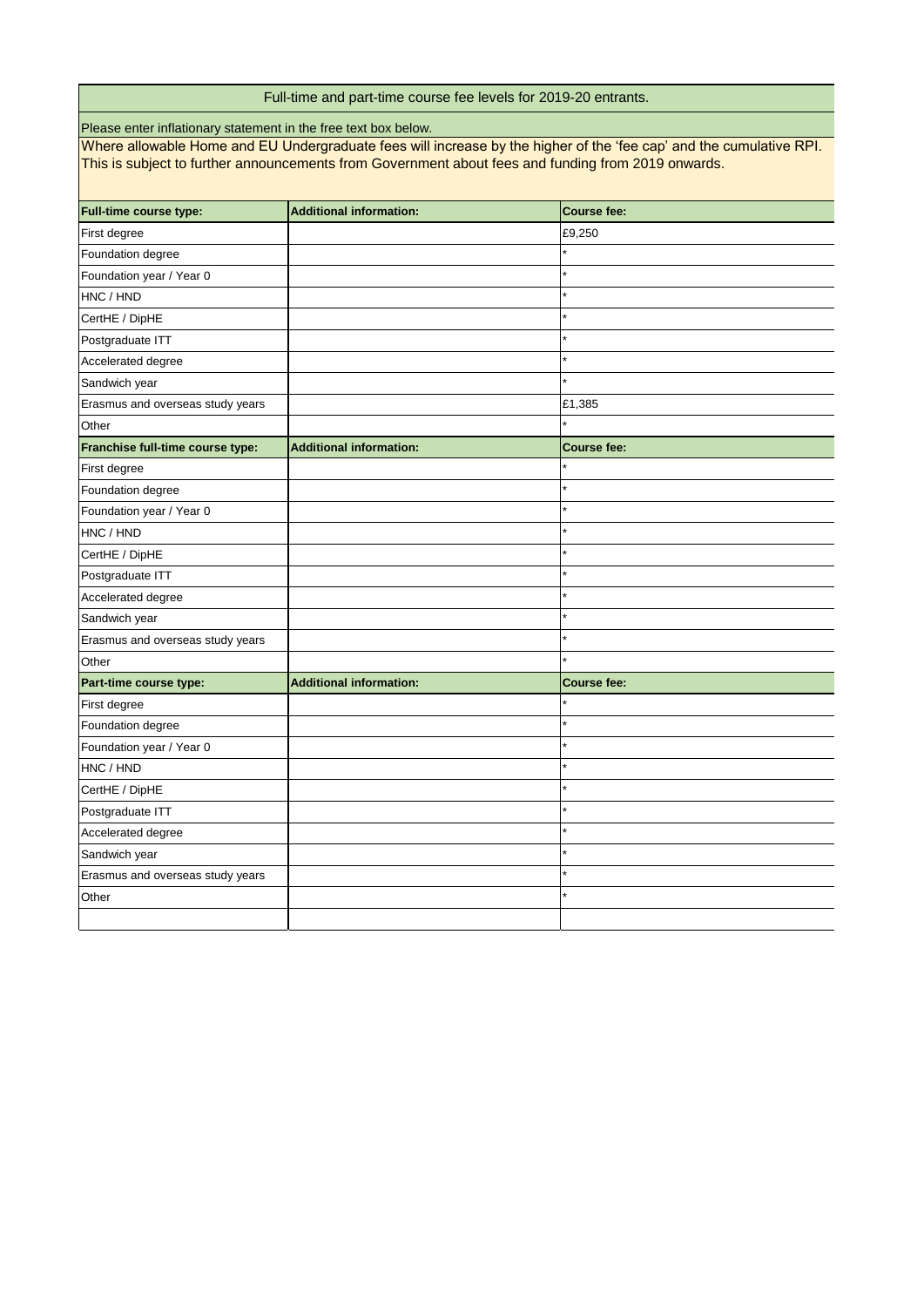Full-time and part-time course fee levels for 2019-20 entrants.

Please enter inflationary statement in the free text box below.

Where allowable Home and EU Undergraduate fees will increase by the higher of the 'fee cap' and the cumulative RPI. This is subject to further announcements from Government about fees and funding from 2019 onwards.

| Full-time course type: | Additional information: | Course fee: |
|---|---|---|
| First degree | | £9,250 |
| Foundation degree | | * |
| Foundation year / Year 0 | | * |
| HNC / HND | | * |
| CertHE / DipHE | | * |
| Postgraduate ITT | | * |
| Accelerated degree | | * |
| Sandwich year | | * |
| Erasmus and overseas study years | | £1,385 |
| Other | | * |
| **Franchise full-time course type:** | **Additional information:** | **Course fee:** |
| First degree | | * |
| Foundation degree | | * |
| Foundation year / Year 0 | | * |
| HNC / HND | | * |
| CertHE / DipHE | | * |
| Postgraduate ITT | | * |
| Accelerated degree | | * |
| Sandwich year | | * |
| Erasmus and overseas study years | | * |
| Other | | * |
| **Part-time course type:** | **Additional information:** | **Course fee:** |
| First degree | | * |
| Foundation degree | | * |
| Foundation year / Year 0 | | * |
| HNC / HND | | * |
| CertHE / DipHE | | * |
| Postgraduate ITT | | * |
| Accelerated degree | | * |
| Sandwich year | | * |
| Erasmus and overseas study years | | * |
| Other | | * |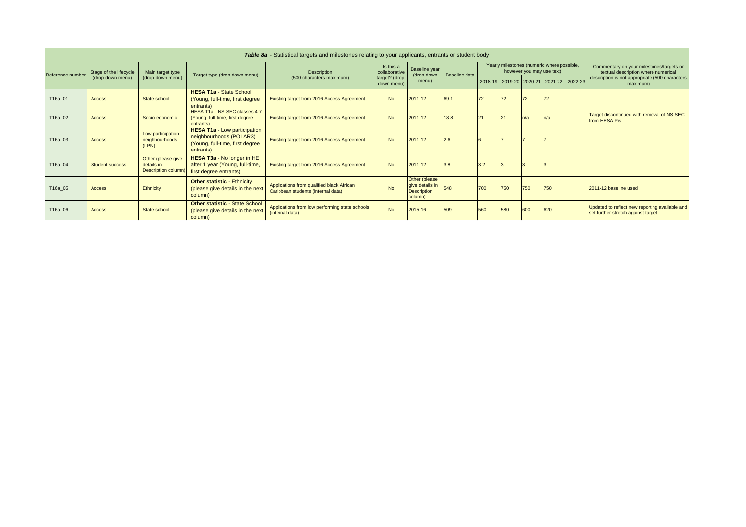**Table 8a** - Statistical targets and milestones relating to your applicants, entrants or student body

| Reference number | Stage of the lifecycle (drop-down menu) | Main target type (drop-down menu) | Target type (drop-down menu) | Description (500 characters maximum) | Is this a collaborative target? (drop-down menu) | Baseline year (drop-down menu) | Baseline data | Yearly milestones (numeric where possible, however you may use text) | | | | | Commentary on your milestones/targets or textual description where numerical description is not appropriate (500 characters maximum) |
|---|---|---|---|---|---|---|---|---|---|---|---|---|---|
| | | | | | | | | 2018-19 | 2019-20 | 2020-21 | 2021-22 | 2022-23 | |
| T16a_01 | Access | State school | **HESA T1a** - State School (Young, full-time, first degree entrants) | Existing target from 2016 Access Agreement | No | 2011-12 | 69.1 | 72 | 72 | 72 | 72 | | |
| T16a_02 | Access | Socio-economic | HESA T1a - NS-SEC classes 4-7 (Young, full-time, first degree entrants) | Existing target from 2016 Access Agreement | No | 2011-12 | 18.8 | 21 | 21 | n/a | n/a | | Target discontinued with removal of NS-SEC from HESA PIs |
| T16a_03 | Access | Low participation neighbourhoods (LPN) | **HESA T1a** - Low participation neighbourhoods (POLAR3) (Young, full-time, first degree entrants) | Existing target from 2016 Access Agreement | No | 2011-12 | 2.6 | 6 | 7 | 7 | 7 | | |
| T16a_04 | Student success | Other (please give details in Description column) | **HESA T3a** - No longer in HE after 1 year (Young, full-time, first degree entrants) | Existing target from 2016 Access Agreement | No | 2011-12 | 3.8 | 3.2 | 3 | 3 | 3 | | |
| T16a_05 | Access | Ethnicity | **Other statistic** - Ethnicity (please give details in the next column) | Applications from qualified black African Caribbean students (internal data) | No | Other (please give details in Description column) | 548 | 700 | 750 | 750 | 750 | | 2011-12 baseline used |
| T16a_06 | Access | State school | **Other statistic** - State School (please give details in the next column) | Applications from low performing state schools (internal data) | No | 2015-16 | 509 | 560 | 580 | 600 | 620 | | Updated to reflect new reporting available and set further stretch against target. |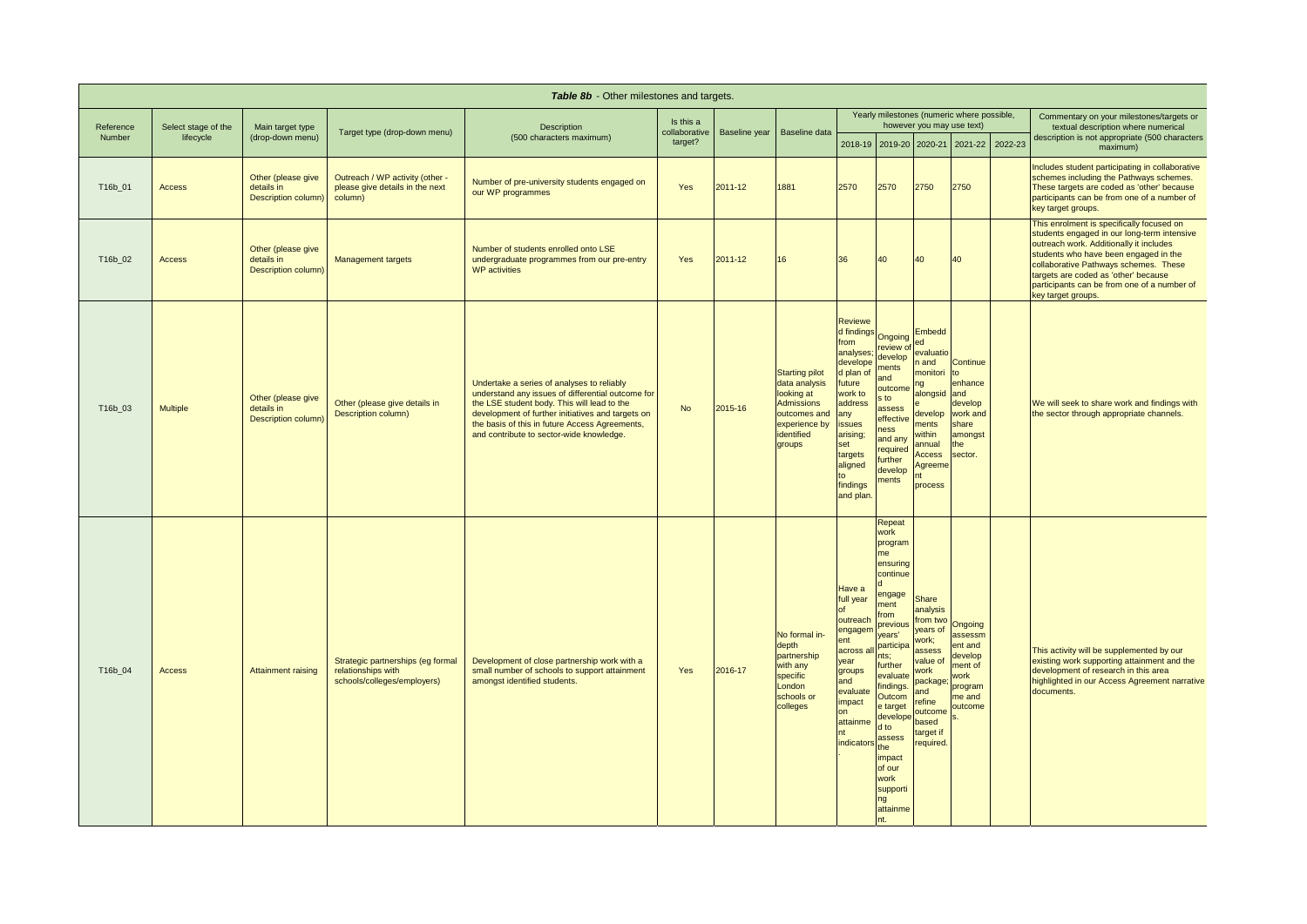| *Table 8b* - Other milestones and targets. | | | | | | | | | | | | | | |
|---|---|---|---|---|---|---|---|---|---|---|---|---|---|---|
| Reference Number | Select stage of the lifecycle | Main target type (drop-down menu) | Target type (drop-down menu) | Description (500 characters maximum) | Is this a collaborative target? | Baseline year | Baseline data | Yearly milestones (numeric where possible, however you may use text) | | | | | Commentary on your milestones/targets or textual description where numerical description is not appropriate (500 characters maximum) |
| | | | | | | | | 2018-19 | 2019-20 | 2020-21 | 2021-22 | 2022-23 | |
| T16b_01 | Access | Other (please give details in Description column) | Outreach / WP activity (other - please give details in the next column) | Number of pre-university students engaged on our WP programmes | Yes | 2011-12 | 1881 | 2570 | 2570 | 2750 | 2750 | | Includes student participating in collaborative schemes including the Pathways schemes. These targets are coded as 'other' because participants can be from one of a number of key target groups. |
| T16b_02 | Access | Other (please give details in Description column) | Management targets | Number of students enrolled onto LSE undergraduate programmes from our pre-entry WP activities | Yes | 2011-12 | 16 | 36 | 40 | 40 | 40 | | This enrolment is specifically focused on students engaged in our long-term intensive outreach work. Additionally it includes students who have been engaged in the collaborative Pathways schemes. These targets are coded as 'other' because participants can be from one of a number of key target groups. |
| T16b_03 | Multiple | Other (please give details in Description column) | Other (please give details in Description column) | Undertake a series of analyses to reliably understand any issues of differential outcome for the LSE student body. This will lead to the development of further initiatives and targets on the basis of this in future Access Agreements, and contribute to sector-wide knowledge. | No | 2015-16 | Starting pilot data analysis looking at Admissions outcomes and experience by identified groups | Reviewed findings from analyses; developed plan of future work to address any issues arising; set targets aligned to findings and plan. | Ongoing review of developments and outcomes to assess effectiveness and any required further developments | Embedded evaluation and monitoring alongside developments within annual Access Agreement process | Continue to enhance and develop work and share amongst the sector. | | We will seek to share work and findings with the sector through appropriate channels. |
| T16b_04 | Access | Attainment raising | Strategic partnerships (eg formal relationships with schools/colleges/employers) | Development of close partnership work with a small number of schools to support attainment amongst identified students. | Yes | 2016-17 | No formal in-depth partnership with any specific London schools or colleges | Have a full year of outreach engagement across all year groups and evaluate impact on attainment indicators. | Repeat work programme ensuring continued engagement from previous years' participants; further evaluate findings. Outcome target developed to assess the impact of our work supporting attainment. | Share analysis from two years of work; assess value of work package; and refine outcome based target if required. | Ongoing assessment and development of work programme and outcomes. | | This activity will be supplemented by our existing work supporting attainment and the development of research in this area highlighted in our Access Agreement narrative documents. |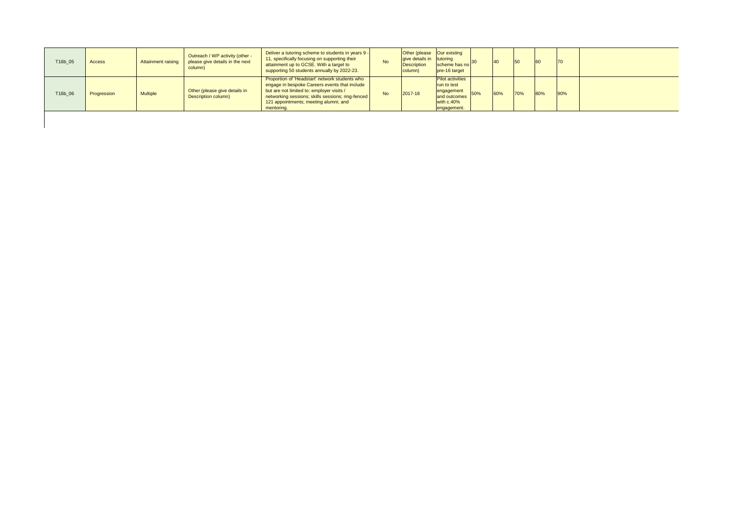| | | | | | | | | | | | | | | |
|---|---|---|---|---|---|---|---|---|---|---|---|---|---|---|
| T16b_05 | Access | Attainment raising | Outreach / WP activity (other - please give details in the next column) | Deliver a tutoring scheme to students in years 9 - 11, specifically focusing on supporting their attainment up to GCSE. With a target to supporting 50 students annually by 2022-23. | No | Other (please give details in Description column) | Our existing tutoring scheme has no pre-16 target | 30 | 40 | 50 | 60 | 70 | |
| T16b_06 | Progression | Multiple | Other (please give details in Description column) | Proportion of 'Headstart' network students who engage in bespoke Careers events that include but are not limited to: employer visits / networking sessions; skills sessions; ring-fenced 121 appointments; meeting alumni; and mentoring. | No | 2017-18 | Pilot activities run to test engagement and outcomes with c.40% engagement. | 50% | 60% | 70% | 80% | 90% | |